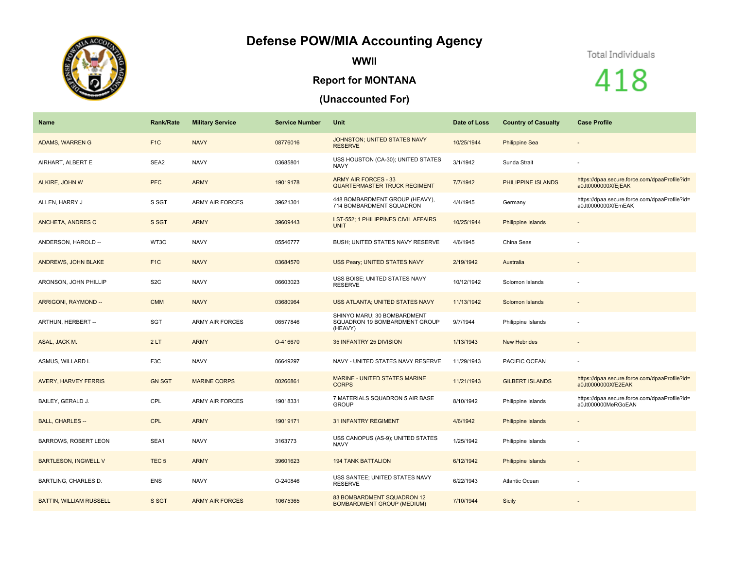# Defense POW/MIA Accounting Agency

## WWII

## Report for MONTANA

## (Unaccounted For)

Total Individuals

418

| Name | Rank/Rate | Military Service | Service Number | Unit | Date of Loss | Country of Casualty | Case Profile |
|---|---|---|---|---|---|---|---|
| ADAMS, WARREN G | F1C | NAVY | 08776016 | JOHNSTON; UNITED STATES NAVY RESERVE | 10/25/1944 | Philippine Sea | - |
| AIRHART, ALBERT E | SEA2 | NAVY | 03685801 | USS HOUSTON (CA-30); UNITED STATES NAVY | 3/1/1942 | Sunda Strait | - |
| ALKIRE, JOHN W | PFC | ARMY | 19019178 | ARMY AIR FORCES - 33 QUARTERMASTER TRUCK REGIMENT | 7/7/1942 | PHILIPPINE ISLANDS | https://dpaa.secure.force.com/dpaaProfile?id=a0Jt0000000XfEjEAK |
| ALLEN, HARRY J | S SGT | ARMY AIR FORCES | 39621301 | 448 BOMBARDMENT GROUP (HEAVY), 714 BOMBARDMENT SQUADRON | 4/4/1945 | Germany | https://dpaa.secure.force.com/dpaaProfile?id=a0Jt0000000XfEmEAK |
| ANCHETA, ANDRES C | S SGT | ARMY | 39609443 | LST-552; 1 PHILIPPINES CIVIL AFFAIRS UNIT | 10/25/1944 | Philippine Islands | - |
| ANDERSON, HAROLD -- | WT3C | NAVY | 05546777 | BUSH; UNITED STATES NAVY RESERVE | 4/6/1945 | China Seas | - |
| ANDREWS, JOHN BLAKE | F1C | NAVY | 03684570 | USS Peary; UNITED STATES NAVY | 2/19/1942 | Australia | - |
| ARONSON, JOHN PHILLIP | S2C | NAVY | 06603023 | USS BOISE; UNITED STATES NAVY RESERVE | 10/12/1942 | Solomon Islands | - |
| ARRIGONI, RAYMOND -- | CMM | NAVY | 03680964 | USS ATLANTA; UNITED STATES NAVY | 11/13/1942 | Solomon Islands | - |
| ARTHUN, HERBERT -- | SGT | ARMY AIR FORCES | 06577846 | SHINYO MARU; 30 BOMBARDMENT SQUADRON 19 BOMBARDMENT GROUP (HEAVY) | 9/7/1944 | Philippine Islands | - |
| ASAL, JACK M. | 2 LT | ARMY | O-416670 | 35 INFANTRY 25 DIVISION | 1/13/1943 | New Hebrides | - |
| ASMUS, WILLARD L | F3C | NAVY | 06649297 | NAVY - UNITED STATES NAVY RESERVE | 11/29/1943 | PACIFIC OCEAN | - |
| AVERY, HARVEY FERRIS | GN SGT | MARINE CORPS | 00266861 | MARINE - UNITED STATES MARINE CORPS | 11/21/1943 | GILBERT ISLANDS | https://dpaa.secure.force.com/dpaaProfile?id=a0Jt0000000XfE2EAK |
| BAILEY, GERALD J. | CPL | ARMY AIR FORCES | 19018331 | 7 MATERIALS SQUADRON 5 AIR BASE GROUP | 8/10/1942 | Philippine Islands | https://dpaa.secure.force.com/dpaaProfile?id=a0Jt000000MeRGoEAN |
| BALL, CHARLES -- | CPL | ARMY | 19019171 | 31 INFANTRY REGIMENT | 4/6/1942 | Philippine Islands | - |
| BARROWS, ROBERT LEON | SEA1 | NAVY | 3163773 | USS CANOPUS (AS-9); UNITED STATES NAVY | 1/25/1942 | Philippine Islands | - |
| BARTLESON, INGWELL V | TEC 5 | ARMY | 39601623 | 194 TANK BATTALION | 6/12/1942 | Philippine Islands | - |
| BARTLING, CHARLES D. | ENS | NAVY | O-240846 | USS SANTEE; UNITED STATES NAVY RESERVE | 6/22/1943 | Atlantic Ocean | - |
| BATTIN, WILLIAM RUSSELL | S SGT | ARMY AIR FORCES | 10675365 | 83 BOMBARDMENT SQUADRON 12 BOMBARDMENT GROUP (MEDIUM) | 7/10/1944 | Sicily | - |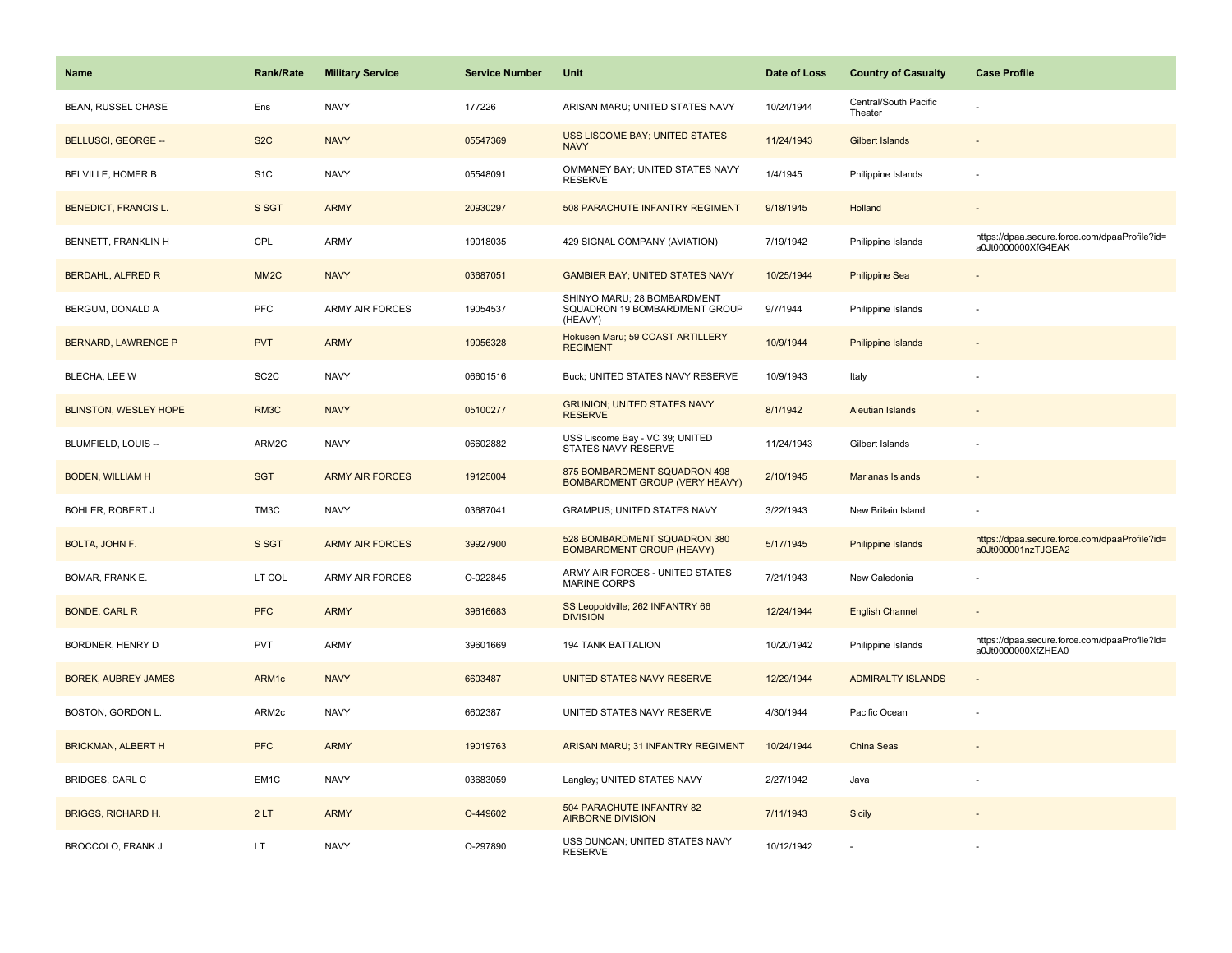| Name | Rank/Rate | Military Service | Service Number | Unit | Date of Loss | Country of Casualty | Case Profile |
| --- | --- | --- | --- | --- | --- | --- | --- |
| BEAN, RUSSEL CHASE | Ens | NAVY | 177226 | ARISAN MARU; UNITED STATES NAVY | 10/24/1944 | Central/South Pacific Theater | - |
| BELLUSCI, GEORGE -- | S2C | NAVY | 05547369 | USS LISCOME BAY; UNITED STATES NAVY | 11/24/1943 | Gilbert Islands | - |
| BELVILLE, HOMER B | S1C | NAVY | 05548091 | OMMANEY BAY; UNITED STATES NAVY RESERVE | 1/4/1945 | Philippine Islands | - |
| BENEDICT, FRANCIS L. | S SGT | ARMY | 20930297 | 508 PARACHUTE INFANTRY REGIMENT | 9/18/1945 | Holland | - |
| BENNETT, FRANKLIN H | CPL | ARMY | 19018035 | 429 SIGNAL COMPANY (AVIATION) | 7/19/1942 | Philippine Islands | https://dpaa.secure.force.com/dpaaProfile?id=a0Jt0000000XfG4EAK |
| BERDAHL, ALFRED R | MM2C | NAVY | 03687051 | GAMBIER BAY; UNITED STATES NAVY | 10/25/1944 | Philippine Sea | - |
| BERGUM, DONALD A | PFC | ARMY AIR FORCES | 19054537 | SHINYO MARU; 28 BOMBARDMENT SQUADRON 19 BOMBARDMENT GROUP (HEAVY) | 9/7/1944 | Philippine Islands | - |
| BERNARD, LAWRENCE P | PVT | ARMY | 19056328 | Hokusen Maru; 59 COAST ARTILLERY REGIMENT | 10/9/1944 | Philippine Islands | - |
| BLECHA, LEE W | SC2C | NAVY | 06601516 | Buck; UNITED STATES NAVY RESERVE | 10/9/1943 | Italy | - |
| BLINSTON, WESLEY HOPE | RM3C | NAVY | 05100277 | GRUNION; UNITED STATES NAVY RESERVE | 8/1/1942 | Aleutian Islands | - |
| BLUMFIELD, LOUIS -- | ARM2C | NAVY | 06602882 | USS Liscome Bay - VC 39; UNITED STATES NAVY RESERVE | 11/24/1943 | Gilbert Islands | - |
| BODEN, WILLIAM H | SGT | ARMY AIR FORCES | 19125004 | 875 BOMBARDMENT SQUADRON 498 BOMBARDMENT GROUP (VERY HEAVY) | 2/10/1945 | Marianas Islands | - |
| BOHLER, ROBERT J | TM3C | NAVY | 03687041 | GRAMPUS; UNITED STATES NAVY | 3/22/1943 | New Britain Island | - |
| BOLTA, JOHN F. | S SGT | ARMY AIR FORCES | 39927900 | 528 BOMBARDMENT SQUADRON 380 BOMBARDMENT GROUP (HEAVY) | 5/17/1945 | Philippine Islands | https://dpaa.secure.force.com/dpaaProfile?id=a0Jt000001nzTJGEA2 |
| BOMAR, FRANK E. | LT COL | ARMY AIR FORCES | O-022845 | ARMY AIR FORCES - UNITED STATES MARINE CORPS | 7/21/1943 | New Caledonia | - |
| BONDE, CARL R | PFC | ARMY | 39616683 | SS Leopoldville; 262 INFANTRY 66 DIVISION | 12/24/1944 | English Channel | - |
| BORDNER, HENRY D | PVT | ARMY | 39601669 | 194 TANK BATTALION | 10/20/1942 | Philippine Islands | https://dpaa.secure.force.com/dpaaProfile?id=a0Jt0000000XfZHEA0 |
| BOREK, AUBREY JAMES | ARM1c | NAVY | 6603487 | UNITED STATES NAVY RESERVE | 12/29/1944 | ADMIRALTY ISLANDS | - |
| BOSTON, GORDON L. | ARM2c | NAVY | 6602387 | UNITED STATES NAVY RESERVE | 4/30/1944 | Pacific Ocean | - |
| BRICKMAN, ALBERT H | PFC | ARMY | 19019763 | ARISAN MARU; 31 INFANTRY REGIMENT | 10/24/1944 | China Seas | - |
| BRIDGES, CARL C | EM1C | NAVY | 03683059 | Langley; UNITED STATES NAVY | 2/27/1942 | Java | - |
| BRIGGS, RICHARD H. | 2 LT | ARMY | O-449602 | 504 PARACHUTE INFANTRY 82 AIRBORNE DIVISION | 7/11/1943 | Sicily | - |
| BROCCOLO, FRANK J | LT | NAVY | O-297890 | USS DUNCAN; UNITED STATES NAVY RESERVE | 10/12/1942 | - | - |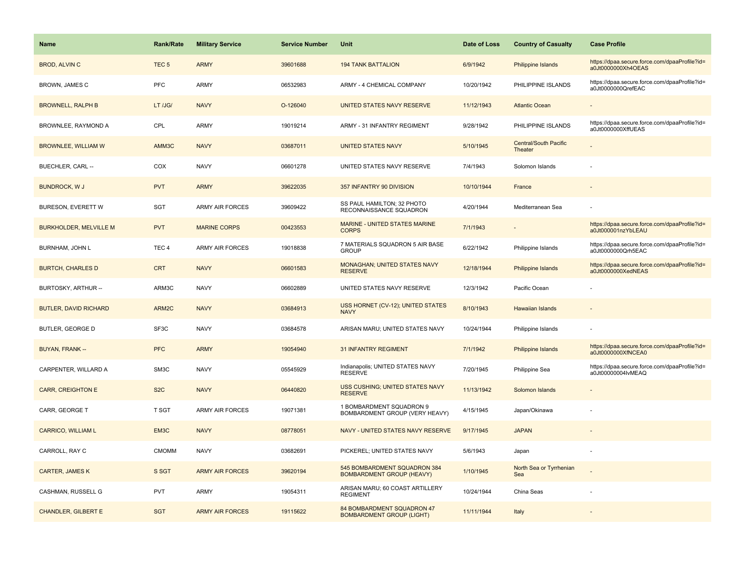| Name | Rank/Rate | Military Service | Service Number | Unit | Date of Loss | Country of Casualty | Case Profile |
| --- | --- | --- | --- | --- | --- | --- | --- |
| BROD, ALVIN C | TEC 5 | ARMY | 39601688 | 194 TANK BATTALION | 6/9/1942 | Philippine Islands | https://dpaa.secure.force.com/dpaaProfile?id=a0Jt0000000Xh4OEAS |
| BROWN, JAMES C | PFC | ARMY | 06532983 | ARMY - 4 CHEMICAL COMPANY | 10/20/1942 | PHILIPPINE ISLANDS | https://dpaa.secure.force.com/dpaaProfile?id=a0Jt0000000QrefEAC |
| BROWNELL, RALPH B | LT /JG/ | NAVY | O-126040 | UNITED STATES NAVY RESERVE | 11/12/1943 | Atlantic Ocean | - |
| BROWNLEE, RAYMOND A | CPL | ARMY | 19019214 | ARMY - 31 INFANTRY REGIMENT | 9/28/1942 | PHILIPPINE ISLANDS | https://dpaa.secure.force.com/dpaaProfile?id=a0Jt0000000XffUEAS |
| BROWNLEE, WILLIAM W | AMM3C | NAVY | 03687011 | UNITED STATES NAVY | 5/10/1945 | Central/South Pacific Theater | - |
| BUECHLER, CARL -- | COX | NAVY | 06601278 | UNITED STATES NAVY RESERVE | 7/4/1943 | Solomon Islands | - |
| BUNDROCK, W J | PVT | ARMY | 39622035 | 357 INFANTRY 90 DIVISION | 10/10/1944 | France | - |
| BURESON, EVERETT W | SGT | ARMY AIR FORCES | 39609422 | SS PAUL HAMILTON; 32 PHOTO RECONNAISSANCE SQUADRON | 4/20/1944 | Mediterranean Sea | - |
| BURKHOLDER, MELVILLE M | PVT | MARINE CORPS | 00423553 | MARINE - UNITED STATES MARINE CORPS | 7/1/1943 | - | https://dpaa.secure.force.com/dpaaProfile?id=a0Jt000001nzYbLEAU |
| BURNHAM, JOHN L | TEC 4 | ARMY AIR FORCES | 19018838 | 7 MATERIALS SQUADRON 5 AIR BASE GROUP | 6/22/1942 | Philippine Islands | https://dpaa.secure.force.com/dpaaProfile?id=a0Jt0000000Qrh5EAC |
| BURTCH, CHARLES D | CRT | NAVY | 06601583 | MONAGHAN; UNITED STATES NAVY RESERVE | 12/18/1944 | Philippine Islands | https://dpaa.secure.force.com/dpaaProfile?id=a0Jt0000000XedNEAS |
| BURTOSKY, ARTHUR -- | ARM3C | NAVY | 06602889 | UNITED STATES NAVY RESERVE | 12/3/1942 | Pacific Ocean | - |
| BUTLER, DAVID RICHARD | ARM2C | NAVY | 03684913 | USS HORNET (CV-12); UNITED STATES NAVY | 8/10/1943 | Hawaiian Islands | - |
| BUTLER, GEORGE D | SF3C | NAVY | 03684578 | ARISAN MARU; UNITED STATES NAVY | 10/24/1944 | Philippine Islands | - |
| BUYAN, FRANK -- | PFC | ARMY | 19054940 | 31 INFANTRY REGIMENT | 7/1/1942 | Philippine Islands | https://dpaa.secure.force.com/dpaaProfile?id=a0Jt0000000XfNCEA0 |
| CARPENTER, WILLARD A | SM3C | NAVY | 05545929 | Indianapolis; UNITED STATES NAVY RESERVE | 7/20/1945 | Philippine Sea | https://dpaa.secure.force.com/dpaaProfile?id=a0Jt00000004IvMEAQ |
| CARR, CREIGHTON E | S2C | NAVY | 06440820 | USS CUSHING; UNITED STATES NAVY RESERVE | 11/13/1942 | Solomon Islands | - |
| CARR, GEORGE T | T SGT | ARMY AIR FORCES | 19071381 | 1 BOMBARDMENT SQUADRON 9 BOMBARDMENT GROUP (VERY HEAVY) | 4/15/1945 | Japan/Okinawa | - |
| CARRICO, WILLIAM L | EM3C | NAVY | 08778051 | NAVY - UNITED STATES NAVY RESERVE | 9/17/1945 | JAPAN | - |
| CARROLL, RAY C | CMOMM | NAVY | 03682691 | PICKEREL; UNITED STATES NAVY | 5/6/1943 | Japan | - |
| CARTER, JAMES K | S SGT | ARMY AIR FORCES | 39620194 | 545 BOMBARDMENT SQUADRON 384 BOMBARDMENT GROUP (HEAVY) | 1/10/1945 | North Sea or Tyrrhenian Sea | - |
| CASHMAN, RUSSELL G | PVT | ARMY | 19054311 | ARISAN MARU; 60 COAST ARTILLERY REGIMENT | 10/24/1944 | China Seas | - |
| CHANDLER, GILBERT E | SGT | ARMY AIR FORCES | 19115622 | 84 BOMBARDMENT SQUADRON 47 BOMBARDMENT GROUP (LIGHT) | 11/11/1944 | Italy | - |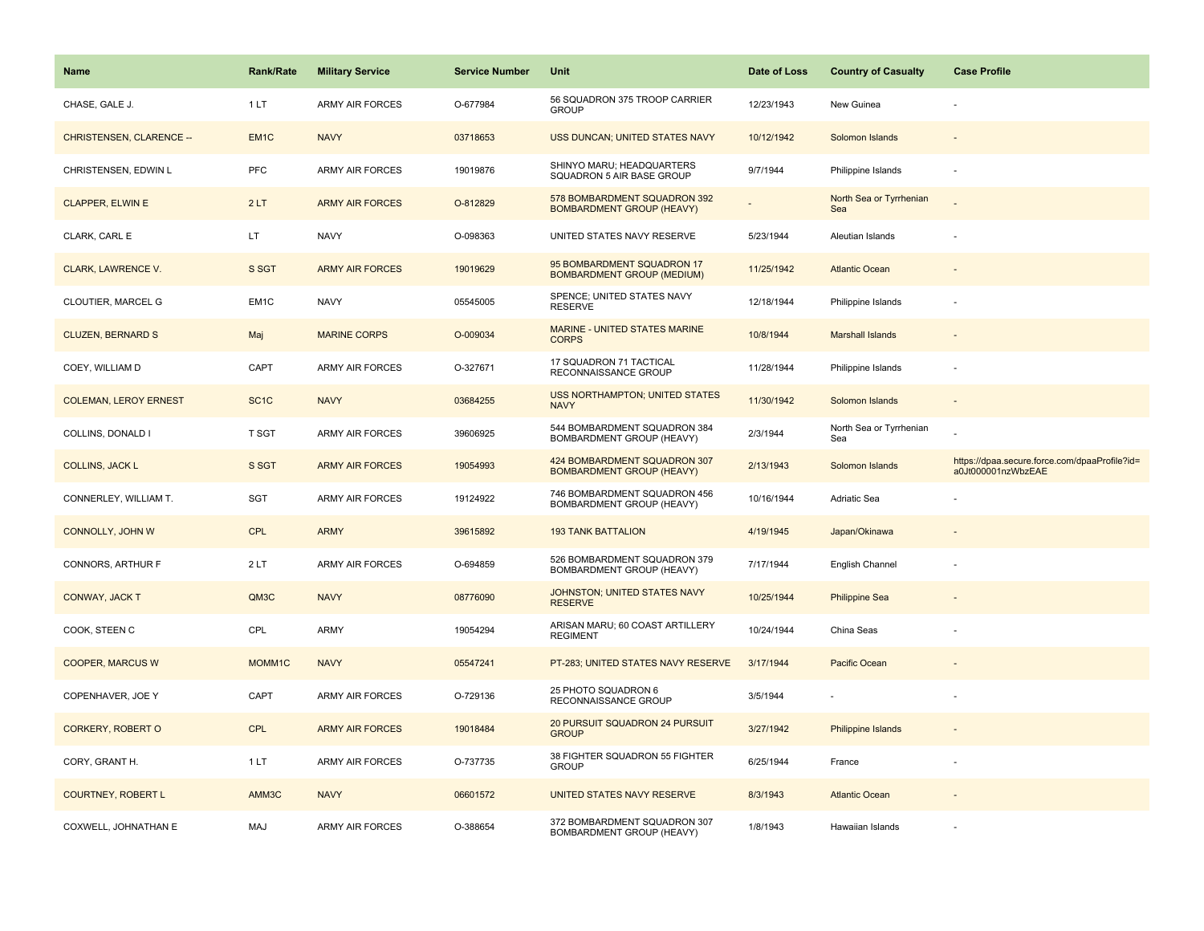| Name | Rank/Rate | Military Service | Service Number | Unit | Date of Loss | Country of Casualty | Case Profile |
|---|---|---|---|---|---|---|---|
| CHASE, GALE J. | 1 LT | ARMY AIR FORCES | O-677984 | 56 SQUADRON 375 TROOP CARRIER GROUP | 12/23/1943 | New Guinea | - |
| CHRISTENSEN, CLARENCE -- | EM1C | NAVY | 03718653 | USS DUNCAN; UNITED STATES NAVY | 10/12/1942 | Solomon Islands | - |
| CHRISTENSEN, EDWIN L | PFC | ARMY AIR FORCES | 19019876 | SHINYO MARU; HEADQUARTERS SQUADRON 5 AIR BASE GROUP | 9/7/1944 | Philippine Islands | - |
| CLAPPER, ELWIN E | 2 LT | ARMY AIR FORCES | O-812829 | 578 BOMBARDMENT SQUADRON 392 BOMBARDMENT GROUP (HEAVY) | - | North Sea or Tyrrhenian Sea | - |
| CLARK, CARL E | LT | NAVY | O-098363 | UNITED STATES NAVY RESERVE | 5/23/1944 | Aleutian Islands | - |
| CLARK, LAWRENCE V. | S SGT | ARMY AIR FORCES | 19019629 | 95 BOMBARDMENT SQUADRON 17 BOMBARDMENT GROUP (MEDIUM) | 11/25/1942 | Atlantic Ocean | - |
| CLOUTIER, MARCEL G | EM1C | NAVY | 05545005 | SPENCE; UNITED STATES NAVY RESERVE | 12/18/1944 | Philippine Islands | - |
| CLUZEN, BERNARD S | Maj | MARINE CORPS | O-009034 | MARINE - UNITED STATES MARINE CORPS | 10/8/1944 | Marshall Islands | - |
| COEY, WILLIAM D | CAPT | ARMY AIR FORCES | O-327671 | 17 SQUADRON 71 TACTICAL RECONNAISSANCE GROUP | 11/28/1944 | Philippine Islands | - |
| COLEMAN, LEROY ERNEST | SC1C | NAVY | 03684255 | USS NORTHAMPTON; UNITED STATES NAVY | 11/30/1942 | Solomon Islands | - |
| COLLINS, DONALD I | T SGT | ARMY AIR FORCES | 39606925 | 544 BOMBARDMENT SQUADRON 384 BOMBARDMENT GROUP (HEAVY) | 2/3/1944 | North Sea or Tyrrhenian Sea | - |
| COLLINS, JACK L | S SGT | ARMY AIR FORCES | 19054993 | 424 BOMBARDMENT SQUADRON 307 BOMBARDMENT GROUP (HEAVY) | 2/13/1943 | Solomon Islands | https://dpaa.secure.force.com/dpaaProfile?id=a0Jt000001nzWbzEAE |
| CONNERLEY, WILLIAM T. | SGT | ARMY AIR FORCES | 19124922 | 746 BOMBARDMENT SQUADRON 456 BOMBARDMENT GROUP (HEAVY) | 10/16/1944 | Adriatic Sea | - |
| CONNOLLY, JOHN W | CPL | ARMY | 39615892 | 193 TANK BATTALION | 4/19/1945 | Japan/Okinawa | - |
| CONNORS, ARTHUR F | 2 LT | ARMY AIR FORCES | O-694859 | 526 BOMBARDMENT SQUADRON 379 BOMBARDMENT GROUP (HEAVY) | 7/17/1944 | English Channel | - |
| CONWAY, JACK T | QM3C | NAVY | 08776090 | JOHNSTON; UNITED STATES NAVY RESERVE | 10/25/1944 | Philippine Sea | - |
| COOK, STEEN C | CPL | ARMY | 19054294 | ARISAN MARU; 60 COAST ARTILLERY REGIMENT | 10/24/1944 | China Seas | - |
| COOPER, MARCUS W | MOMM1C | NAVY | 05547241 | PT-283; UNITED STATES NAVY RESERVE | 3/17/1944 | Pacific Ocean | - |
| COPENHAVER, JOE Y | CAPT | ARMY AIR FORCES | O-729136 | 25 PHOTO SQUADRON 6 RECONNAISSANCE GROUP | 3/5/1944 | - | - |
| CORKERY, ROBERT O | CPL | ARMY AIR FORCES | 19018484 | 20 PURSUIT SQUADRON 24 PURSUIT GROUP | 3/27/1942 | Philippine Islands | - |
| CORY, GRANT H. | 1 LT | ARMY AIR FORCES | O-737735 | 38 FIGHTER SQUADRON 55 FIGHTER GROUP | 6/25/1944 | France | - |
| COURTNEY, ROBERT L | AMM3C | NAVY | 06601572 | UNITED STATES NAVY RESERVE | 8/3/1943 | Atlantic Ocean | - |
| COXWELL, JOHNATHAN E | MAJ | ARMY AIR FORCES | O-388654 | 372 BOMBARDMENT SQUADRON 307 BOMBARDMENT GROUP (HEAVY) | 1/8/1943 | Hawaiian Islands | - |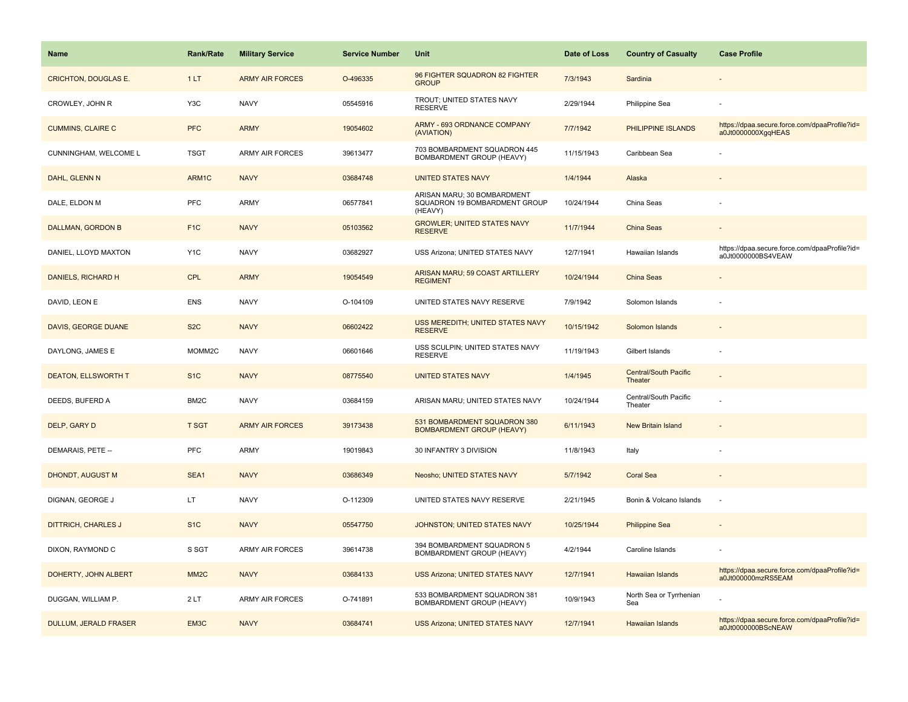| Name | Rank/Rate | Military Service | Service Number | Unit | Date of Loss | Country of Casualty | Case Profile |
| --- | --- | --- | --- | --- | --- | --- | --- |
| CRICHTON, DOUGLAS E. | 1 LT | ARMY AIR FORCES | O-496335 | 96 FIGHTER SQUADRON 82 FIGHTER GROUP | 7/3/1943 | Sardinia | - |
| CROWLEY, JOHN R | Y3C | NAVY | 05545916 | TROUT; UNITED STATES NAVY RESERVE | 2/29/1944 | Philippine Sea | - |
| CUMMINS, CLAIRE C | PFC | ARMY | 19054602 | ARMY - 693 ORDNANCE COMPANY (AVIATION) | 7/7/1942 | PHILIPPINE ISLANDS | https://dpaa.secure.force.com/dpaaProfile?id=a0Jt0000000XgqHEAS |
| CUNNINGHAM, WELCOME L | TSGT | ARMY AIR FORCES | 39613477 | 703 BOMBARDMENT SQUADRON 445 BOMBARDMENT GROUP (HEAVY) | 11/15/1943 | Caribbean Sea | - |
| DAHL, GLENN N | ARM1C | NAVY | 03684748 | UNITED STATES NAVY | 1/4/1944 | Alaska | - |
| DALE, ELDON M | PFC | ARMY | 06577841 | ARISAN MARU; 30 BOMBARDMENT SQUADRON 19 BOMBARDMENT GROUP (HEAVY) | 10/24/1944 | China Seas | - |
| DALLMAN, GORDON B | F1C | NAVY | 05103562 | GROWLER; UNITED STATES NAVY RESERVE | 11/7/1944 | China Seas | - |
| DANIEL, LLOYD MAXTON | Y1C | NAVY | 03682927 | USS Arizona; UNITED STATES NAVY | 12/7/1941 | Hawaiian Islands | https://dpaa.secure.force.com/dpaaProfile?id=a0Jt0000000BS4VEAW |
| DANIELS, RICHARD H | CPL | ARMY | 19054549 | ARISAN MARU; 59 COAST ARTILLERY REGIMENT | 10/24/1944 | China Seas | - |
| DAVID, LEON E | ENS | NAVY | O-104109 | UNITED STATES NAVY RESERVE | 7/9/1942 | Solomon Islands | - |
| DAVIS, GEORGE DUANE | S2C | NAVY | 06602422 | USS MEREDITH; UNITED STATES NAVY RESERVE | 10/15/1942 | Solomon Islands | - |
| DAYLONG, JAMES E | MOMM2C | NAVY | 06601646 | USS SCULPIN; UNITED STATES NAVY RESERVE | 11/19/1943 | Gilbert Islands | - |
| DEATON, ELLSWORTH T | S1C | NAVY | 08775540 | UNITED STATES NAVY | 1/4/1945 | Central/South Pacific Theater | - |
| DEEDS, BUFERD A | BM2C | NAVY | 03684159 | ARISAN MARU; UNITED STATES NAVY | 10/24/1944 | Central/South Pacific Theater | - |
| DELP, GARY D | T SGT | ARMY AIR FORCES | 39173438 | 531 BOMBARDMENT SQUADRON 380 BOMBARDMENT GROUP (HEAVY) | 6/11/1943 | New Britain Island | - |
| DEMARAIS, PETE -- | PFC | ARMY | 19019843 | 30 INFANTRY 3 DIVISION | 11/8/1943 | Italy | - |
| DHONDT, AUGUST M | SEA1 | NAVY | 03686349 | Neosho; UNITED STATES NAVY | 5/7/1942 | Coral Sea | - |
| DIGNAN, GEORGE J | LT | NAVY | O-112309 | UNITED STATES NAVY RESERVE | 2/21/1945 | Bonin & Volcano Islands | - |
| DITTRICH, CHARLES J | S1C | NAVY | 05547750 | JOHNSTON; UNITED STATES NAVY | 10/25/1944 | Philippine Sea | - |
| DIXON, RAYMOND C | S SGT | ARMY AIR FORCES | 39614738 | 394 BOMBARDMENT SQUADRON 5 BOMBARDMENT GROUP (HEAVY) | 4/2/1944 | Caroline Islands | - |
| DOHERTY, JOHN ALBERT | MM2C | NAVY | 03684133 | USS Arizona; UNITED STATES NAVY | 12/7/1941 | Hawaiian Islands | https://dpaa.secure.force.com/dpaaProfile?id=a0Jt000000mzRS5EAM |
| DUGGAN, WILLIAM P. | 2 LT | ARMY AIR FORCES | O-741891 | 533 BOMBARDMENT SQUADRON 381 BOMBARDMENT GROUP (HEAVY) | 10/9/1943 | North Sea or Tyrrhenian Sea | - |
| DULLUM, JERALD FRASER | EM3C | NAVY | 03684741 | USS Arizona; UNITED STATES NAVY | 12/7/1941 | Hawaiian Islands | https://dpaa.secure.force.com/dpaaProfile?id=a0Jt0000000BScNEAW |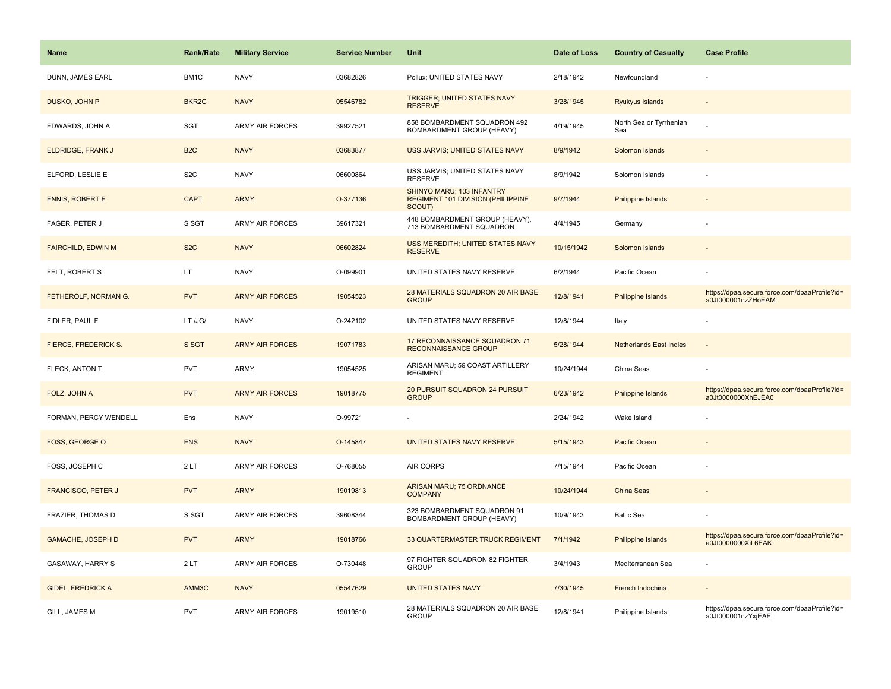| Name | Rank/Rate | Military Service | Service Number | Unit | Date of Loss | Country of Casualty | Case Profile |
|---|---|---|---|---|---|---|---|
| DUNN, JAMES EARL | BM1C | NAVY | 03682826 | Pollux; UNITED STATES NAVY | 2/18/1942 | Newfoundland | - |
| DUSKO, JOHN P | BKR2C | NAVY | 05546782 | TRIGGER; UNITED STATES NAVY RESERVE | 3/28/1945 | Ryukyus Islands | - |
| EDWARDS, JOHN A | SGT | ARMY AIR FORCES | 39927521 | 858 BOMBARDMENT SQUADRON 492 BOMBARDMENT GROUP (HEAVY) | 4/19/1945 | North Sea or Tyrrhenian Sea | - |
| ELDRIDGE, FRANK J | B2C | NAVY | 03683877 | USS JARVIS; UNITED STATES NAVY | 8/9/1942 | Solomon Islands | - |
| ELFORD, LESLIE E | S2C | NAVY | 06600864 | USS JARVIS; UNITED STATES NAVY RESERVE | 8/9/1942 | Solomon Islands | - |
| ENNIS, ROBERT E | CAPT | ARMY | O-377136 | SHINYO MARU; 103 INFANTRY REGIMENT 101 DIVISION (PHILIPPINE SCOUT) | 9/7/1944 | Philippine Islands | - |
| FAGER, PETER J | S SGT | ARMY AIR FORCES | 39617321 | 448 BOMBARDMENT GROUP (HEAVY), 713 BOMBARDMENT SQUADRON | 4/4/1945 | Germany | - |
| FAIRCHILD, EDWIN M | S2C | NAVY | 06602824 | USS MEREDITH; UNITED STATES NAVY RESERVE | 10/15/1942 | Solomon Islands | - |
| FELT, ROBERT S | LT | NAVY | O-099901 | UNITED STATES NAVY RESERVE | 6/2/1944 | Pacific Ocean | - |
| FETHEROLF, NORMAN G. | PVT | ARMY AIR FORCES | 19054523 | 28 MATERIALS SQUADRON 20 AIR BASE GROUP | 12/8/1941 | Philippine Islands | https://dpaa.secure.force.com/dpaaProfile?id=a0Jt000001nzZHoEAM |
| FIDLER, PAUL F | LT /JG/ | NAVY | O-242102 | UNITED STATES NAVY RESERVE | 12/8/1944 | Italy | - |
| FIERCE, FREDERICK S. | S SGT | ARMY AIR FORCES | 19071783 | 17 RECONNAISSANCE SQUADRON 71 RECONNAISSANCE GROUP | 5/28/1944 | Netherlands East Indies | - |
| FLECK, ANTON T | PVT | ARMY | 19054525 | ARISAN MARU; 59 COAST ARTILLERY REGIMENT | 10/24/1944 | China Seas | - |
| FOLZ, JOHN A | PVT | ARMY AIR FORCES | 19018775 | 20 PURSUIT SQUADRON 24 PURSUIT GROUP | 6/23/1942 | Philippine Islands | https://dpaa.secure.force.com/dpaaProfile?id=a0Jt0000000XhEJEA0 |
| FORMAN, PERCY WENDELL | Ens | NAVY | O-99721 | - | 2/24/1942 | Wake Island | - |
| FOSS, GEORGE O | ENS | NAVY | O-145847 | UNITED STATES NAVY RESERVE | 5/15/1943 | Pacific Ocean | - |
| FOSS, JOSEPH C | 2 LT | ARMY AIR FORCES | O-768055 | AIR CORPS | 7/15/1944 | Pacific Ocean | - |
| FRANCISCO, PETER J | PVT | ARMY | 19019813 | ARISAN MARU; 75 ORDNANCE COMPANY | 10/24/1944 | China Seas | - |
| FRAZIER, THOMAS D | S SGT | ARMY AIR FORCES | 39608344 | 323 BOMBARDMENT SQUADRON 91 BOMBARDMENT GROUP (HEAVY) | 10/9/1943 | Baltic Sea | - |
| GAMACHE, JOSEPH D | PVT | ARMY | 19018766 | 33 QUARTERMASTER TRUCK REGIMENT | 7/1/1942 | Philippine Islands | https://dpaa.secure.force.com/dpaaProfile?id=a0Jt0000000XiL6EAK |
| GASAWAY, HARRY S | 2 LT | ARMY AIR FORCES | O-730448 | 97 FIGHTER SQUADRON 82 FIGHTER GROUP | 3/4/1943 | Mediterranean Sea | - |
| GIDEL, FREDRICK A | AMM3C | NAVY | 05547629 | UNITED STATES NAVY | 7/30/1945 | French Indochina | - |
| GILL, JAMES M | PVT | ARMY AIR FORCES | 19019510 | 28 MATERIALS SQUADRON 20 AIR BASE GROUP | 12/8/1941 | Philippine Islands | https://dpaa.secure.force.com/dpaaProfile?id=a0Jt000001nzYxjEAE |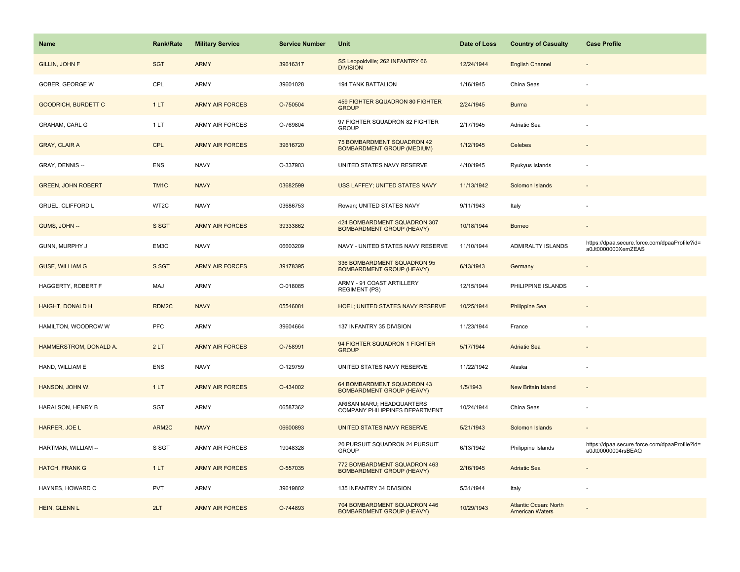| Name | Rank/Rate | Military Service | Service Number | Unit | Date of Loss | Country of Casualty | Case Profile |
|---|---|---|---|---|---|---|---|
| GILLIN, JOHN F | SGT | ARMY | 39616317 | SS Leopoldville; 262 INFANTRY 66 DIVISION | 12/24/1944 | English Channel | - |
| GOBER, GEORGE W | CPL | ARMY | 39601028 | 194 TANK BATTALION | 1/16/1945 | China Seas | - |
| GOODRICH, BURDETT C | 1 LT | ARMY AIR FORCES | O-750504 | 459 FIGHTER SQUADRON 80 FIGHTER GROUP | 2/24/1945 | Burma | - |
| GRAHAM, CARL G | 1 LT | ARMY AIR FORCES | O-769804 | 97 FIGHTER SQUADRON 82 FIGHTER GROUP | 2/17/1945 | Adriatic Sea | - |
| GRAY, CLAIR A | CPL | ARMY AIR FORCES | 39616720 | 75 BOMBARDMENT SQUADRON 42 BOMBARDMENT GROUP (MEDIUM) | 1/12/1945 | Celebes | - |
| GRAY, DENNIS -- | ENS | NAVY | O-337903 | UNITED STATES NAVY RESERVE | 4/10/1945 | Ryukyus Islands | - |
| GREEN, JOHN ROBERT | TM1C | NAVY | 03682599 | USS LAFFEY; UNITED STATES NAVY | 11/13/1942 | Solomon Islands | - |
| GRUEL, CLIFFORD L | WT2C | NAVY | 03686753 | Rowan; UNITED STATES NAVY | 9/11/1943 | Italy | - |
| GUMS, JOHN -- | S SGT | ARMY AIR FORCES | 39333862 | 424 BOMBARDMENT SQUADRON 307 BOMBARDMENT GROUP (HEAVY) | 10/18/1944 | Borneo | - |
| GUNN, MURPHY J | EM3C | NAVY | 06603209 | NAVY - UNITED STATES NAVY RESERVE | 11/10/1944 | ADMIRALTY ISLANDS | https://dpaa.secure.force.com/dpaaProfile?id=a0Jt0000000XemZEAS |
| GUSE, WILLIAM G | S SGT | ARMY AIR FORCES | 39178395 | 336 BOMBARDMENT SQUADRON 95 BOMBARDMENT GROUP (HEAVY) | 6/13/1943 | Germany | - |
| HAGGERTY, ROBERT F | MAJ | ARMY | O-018085 | ARMY - 91 COAST ARTILLERY REGIMENT (PS) | 12/15/1944 | PHILIPPINE ISLANDS | - |
| HAIGHT, DONALD H | RDM2C | NAVY | 05546081 | HOEL; UNITED STATES NAVY RESERVE | 10/25/1944 | Philippine Sea | - |
| HAMILTON, WOODROW W | PFC | ARMY | 39604664 | 137 INFANTRY 35 DIVISION | 11/23/1944 | France | - |
| HAMMERSTROM, DONALD A. | 2 LT | ARMY AIR FORCES | O-758991 | 94 FIGHTER SQUADRON 1 FIGHTER GROUP | 5/17/1944 | Adriatic Sea | - |
| HAND, WILLIAM E | ENS | NAVY | O-129759 | UNITED STATES NAVY RESERVE | 11/22/1942 | Alaska | - |
| HANSON, JOHN W. | 1 LT | ARMY AIR FORCES | O-434002 | 64 BOMBARDMENT SQUADRON 43 BOMBARDMENT GROUP (HEAVY) | 1/5/1943 | New Britain Island | - |
| HARALSON, HENRY B | SGT | ARMY | 06587362 | ARISAN MARU; HEADQUARTERS COMPANY PHILIPPINES DEPARTMENT | 10/24/1944 | China Seas | - |
| HARPER, JOE L | ARM2C | NAVY | 06600893 | UNITED STATES NAVY RESERVE | 5/21/1943 | Solomon Islands | - |
| HARTMAN, WILLIAM -- | S SGT | ARMY AIR FORCES | 19048328 | 20 PURSUIT SQUADRON 24 PURSUIT GROUP | 6/13/1942 | Philippine Islands | https://dpaa.secure.force.com/dpaaProfile?id=a0Jt00000004rsBEAQ |
| HATCH, FRANK G | 1 LT | ARMY AIR FORCES | O-557035 | 772 BOMBARDMENT SQUADRON 463 BOMBARDMENT GROUP (HEAVY) | 2/16/1945 | Adriatic Sea | - |
| HAYNES, HOWARD C | PVT | ARMY | 39619802 | 135 INFANTRY 34 DIVISION | 5/31/1944 | Italy | - |
| HEIN, GLENN L | 2LT | ARMY AIR FORCES | O-744893 | 704 BOMBARDMENT SQUADRON 446 BOMBARDMENT GROUP (HEAVY) | 10/29/1943 | Atlantic Ocean: North American Waters | - |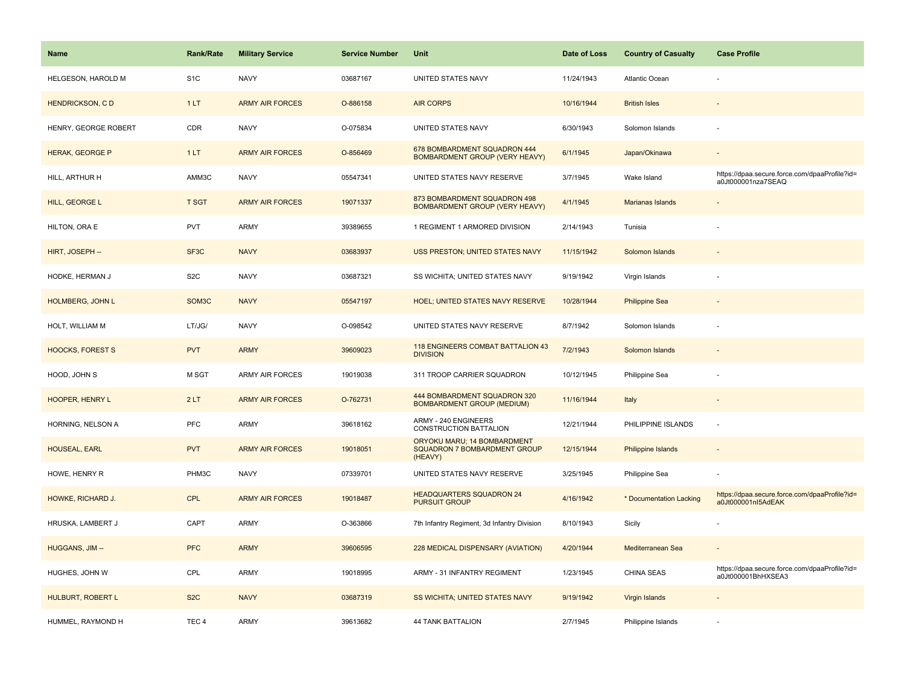| Name | Rank/Rate | Military Service | Service Number | Unit | Date of Loss | Country of Casualty | Case Profile |
|---|---|---|---|---|---|---|---|
| HELGESON, HAROLD M | S1C | NAVY | 03687167 | UNITED STATES NAVY | 11/24/1943 | Atlantic Ocean | - |
| HENDRICKSON, C D | 1 LT | ARMY AIR FORCES | O-886158 | AIR CORPS | 10/16/1944 | British Isles | - |
| HENRY, GEORGE ROBERT | CDR | NAVY | O-075834 | UNITED STATES NAVY | 6/30/1943 | Solomon Islands | - |
| HERAK, GEORGE P | 1 LT | ARMY AIR FORCES | O-856469 | 678 BOMBARDMENT SQUADRON 444 BOMBARDMENT GROUP (VERY HEAVY) | 6/1/1945 | Japan/Okinawa | - |
| HILL, ARTHUR H | AMM3C | NAVY | 05547341 | UNITED STATES NAVY RESERVE | 3/7/1945 | Wake Island | https://dpaa.secure.force.com/dpaaProfile?id=a0Jt000001nza7SEAQ |
| HILL, GEORGE L | T SGT | ARMY AIR FORCES | 19071337 | 873 BOMBARDMENT SQUADRON 498 BOMBARDMENT GROUP (VERY HEAVY) | 4/1/1945 | Marianas Islands | - |
| HILTON, ORA E | PVT | ARMY | 39389655 | 1 REGIMENT 1 ARMORED DIVISION | 2/14/1943 | Tunisia | - |
| HIRT, JOSEPH -- | SF3C | NAVY | 03683937 | USS PRESTON; UNITED STATES NAVY | 11/15/1942 | Solomon Islands | - |
| HODKE, HERMAN J | S2C | NAVY | 03687321 | SS WICHITA; UNITED STATES NAVY | 9/19/1942 | Virgin Islands | - |
| HOLMBERG, JOHN L | SOM3C | NAVY | 05547197 | HOEL; UNITED STATES NAVY RESERVE | 10/28/1944 | Philippine Sea | - |
| HOLT, WILLIAM M | LT/JG/ | NAVY | O-098542 | UNITED STATES NAVY RESERVE | 8/7/1942 | Solomon Islands | - |
| HOOCKS, FOREST S | PVT | ARMY | 39609023 | 118 ENGINEERS COMBAT BATTALION 43 DIVISION | 7/2/1943 | Solomon Islands | - |
| HOOD, JOHN S | M SGT | ARMY AIR FORCES | 19019038 | 311 TROOP CARRIER SQUADRON | 10/12/1945 | Philippine Sea | - |
| HOOPER, HENRY L | 2 LT | ARMY AIR FORCES | O-762731 | 444 BOMBARDMENT SQUADRON 320 BOMBARDMENT GROUP (MEDIUM) | 11/16/1944 | Italy | - |
| HORNING, NELSON A | PFC | ARMY | 39618162 | ARMY - 240 ENGINEERS CONSTRUCTION BATTALION | 12/21/1944 | PHILIPPINE ISLANDS | - |
| HOUSEAL, EARL | PVT | ARMY AIR FORCES | 19018051 | ORYOKU MARU; 14 BOMBARDMENT SQUADRON 7 BOMBARDMENT GROUP (HEAVY) | 12/15/1944 | Philippine Islands | - |
| HOWE, HENRY R | PHM3C | NAVY | 07339701 | UNITED STATES NAVY RESERVE | 3/25/1945 | Philippine Sea | - |
| HOWKE, RICHARD J. | CPL | ARMY AIR FORCES | 19018487 | HEADQUARTERS SQUADRON 24 PURSUIT GROUP | 4/16/1942 | * Documentation Lacking | https://dpaa.secure.force.com/dpaaProfile?id=a0Jt000001nI5AdEAK |
| HRUSKA, LAMBERT J | CAPT | ARMY | O-363866 | 7th Infantry Regiment, 3d Infantry Division | 8/10/1943 | Sicily | - |
| HUGGANS, JIM -- | PFC | ARMY | 39606595 | 228 MEDICAL DISPENSARY (AVIATION) | 4/20/1944 | Mediterranean Sea | - |
| HUGHES, JOHN W | CPL | ARMY | 19018995 | ARMY - 31 INFANTRY REGIMENT | 1/23/1945 | CHINA SEAS | https://dpaa.secure.force.com/dpaaProfile?id=a0Jt000001BhHXSEA3 |
| HULBURT, ROBERT L | S2C | NAVY | 03687319 | SS WICHITA; UNITED STATES NAVY | 9/19/1942 | Virgin Islands | - |
| HUMMEL, RAYMOND H | TEC 4 | ARMY | 39613682 | 44 TANK BATTALION | 2/7/1945 | Philippine Islands | - |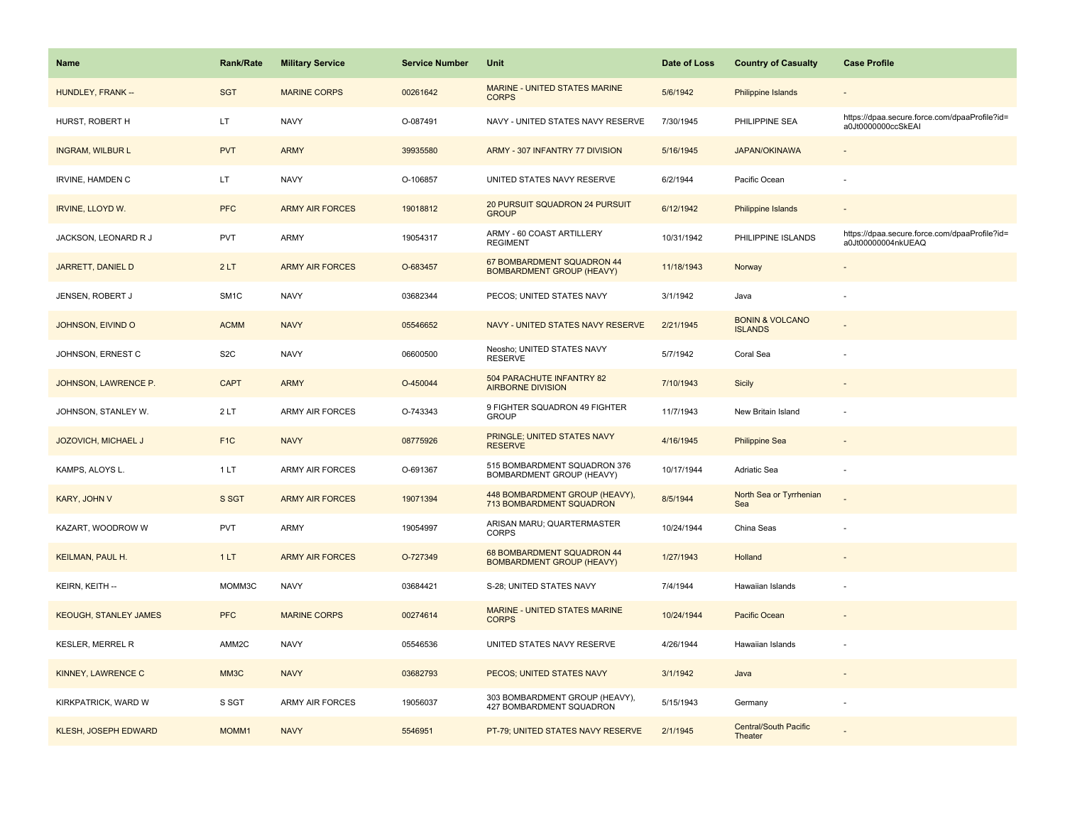| Name | Rank/Rate | Military Service | Service Number | Unit | Date of Loss | Country of Casualty | Case Profile |
|---|---|---|---|---|---|---|---|
| HUNDLEY, FRANK -- | SGT | MARINE CORPS | 00261642 | MARINE - UNITED STATES MARINE CORPS | 5/6/1942 | Philippine Islands | - |
| HURST, ROBERT H | LT | NAVY | O-087491 | NAVY - UNITED STATES NAVY RESERVE | 7/30/1945 | PHILIPPINE SEA | https://dpaa.secure.force.com/dpaaProfile?id=a0Jt0000000ccSkEAI |
| INGRAM, WILBUR L | PVT | ARMY | 39935580 | ARMY - 307 INFANTRY 77 DIVISION | 5/16/1945 | JAPAN/OKINAWA | - |
| IRVINE, HAMDEN C | LT | NAVY | O-106857 | UNITED STATES NAVY RESERVE | 6/2/1944 | Pacific Ocean | - |
| IRVINE, LLOYD W. | PFC | ARMY AIR FORCES | 19018812 | 20 PURSUIT SQUADRON 24 PURSUIT GROUP | 6/12/1942 | Philippine Islands | - |
| JACKSON, LEONARD R J | PVT | ARMY | 19054317 | ARMY - 60 COAST ARTILLERY REGIMENT | 10/31/1942 | PHILIPPINE ISLANDS | https://dpaa.secure.force.com/dpaaProfile?id=a0Jt00000004nkUEAQ |
| JARRETT, DANIEL D | 2 LT | ARMY AIR FORCES | O-683457 | 67 BOMBARDMENT SQUADRON 44 BOMBARDMENT GROUP (HEAVY) | 11/18/1943 | Norway | - |
| JENSEN, ROBERT J | SM1C | NAVY | 03682344 | PECOS; UNITED STATES NAVY | 3/1/1942 | Java | - |
| JOHNSON, EIVIND O | ACMM | NAVY | 05546652 | NAVY - UNITED STATES NAVY RESERVE | 2/21/1945 | BONIN & VOLCANO ISLANDS | - |
| JOHNSON, ERNEST C | S2C | NAVY | 06600500 | Neosho; UNITED STATES NAVY RESERVE | 5/7/1942 | Coral Sea | - |
| JOHNSON, LAWRENCE P. | CAPT | ARMY | O-450044 | 504 PARACHUTE INFANTRY 82 AIRBORNE DIVISION | 7/10/1943 | Sicily | - |
| JOHNSON, STANLEY W. | 2 LT | ARMY AIR FORCES | O-743343 | 9 FIGHTER SQUADRON 49 FIGHTER GROUP | 11/7/1943 | New Britain Island | - |
| JOZOVICH, MICHAEL J | F1C | NAVY | 08775926 | PRINGLE; UNITED STATES NAVY RESERVE | 4/16/1945 | Philippine Sea | - |
| KAMPS, ALOYS L. | 1 LT | ARMY AIR FORCES | O-691367 | 515 BOMBARDMENT SQUADRON 376 BOMBARDMENT GROUP (HEAVY) | 10/17/1944 | Adriatic Sea | - |
| KARY, JOHN V | S SGT | ARMY AIR FORCES | 19071394 | 448 BOMBARDMENT GROUP (HEAVY), 713 BOMBARDMENT SQUADRON | 8/5/1944 | North Sea or Tyrrhenian Sea | - |
| KAZART, WOODROW W | PVT | ARMY | 19054997 | ARISAN MARU; QUARTERMASTER CORPS | 10/24/1944 | China Seas | - |
| KEILMAN, PAUL H. | 1 LT | ARMY AIR FORCES | O-727349 | 68 BOMBARDMENT SQUADRON 44 BOMBARDMENT GROUP (HEAVY) | 1/27/1943 | Holland | - |
| KEIRN, KEITH -- | MOMM3C | NAVY | 03684421 | S-28; UNITED STATES NAVY | 7/4/1944 | Hawaiian Islands | - |
| KEOUGH, STANLEY JAMES | PFC | MARINE CORPS | 00274614 | MARINE - UNITED STATES MARINE CORPS | 10/24/1944 | Pacific Ocean | - |
| KESLER, MERREL R | AMM2C | NAVY | 05546536 | UNITED STATES NAVY RESERVE | 4/26/1944 | Hawaiian Islands | - |
| KINNEY, LAWRENCE C | MM3C | NAVY | 03682793 | PECOS; UNITED STATES NAVY | 3/1/1942 | Java | - |
| KIRKPATRICK, WARD W | S SGT | ARMY AIR FORCES | 19056037 | 303 BOMBARDMENT GROUP (HEAVY), 427 BOMBARDMENT SQUADRON | 5/15/1943 | Germany | - |
| KLESH, JOSEPH EDWARD | MOMM1 | NAVY | 5546951 | PT-79; UNITED STATES NAVY RESERVE | 2/1/1945 | Central/South Pacific Theater | - |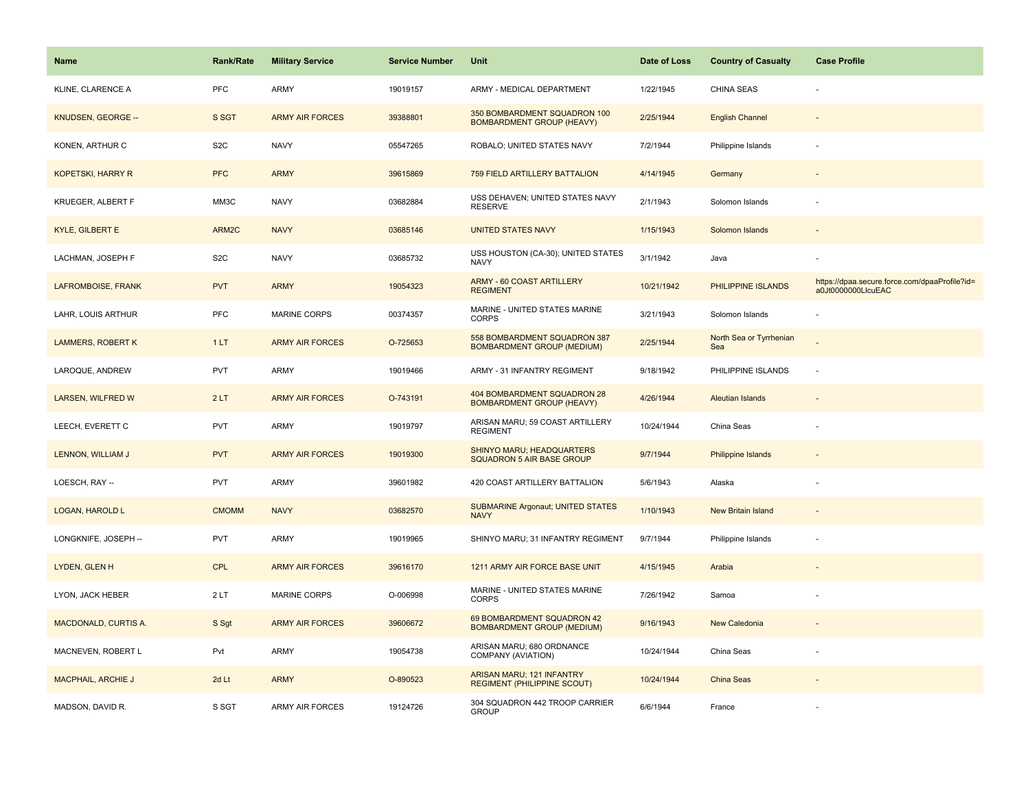| Name | Rank/Rate | Military Service | Service Number | Unit | Date of Loss | Country of Casualty | Case Profile |
|---|---|---|---|---|---|---|---|
| KLINE, CLARENCE A | PFC | ARMY | 19019157 | ARMY - MEDICAL DEPARTMENT | 1/22/1945 | CHINA SEAS | - |
| KNUDSEN, GEORGE -- | S SGT | ARMY AIR FORCES | 39388801 | 350 BOMBARDMENT SQUADRON 100 BOMBARDMENT GROUP (HEAVY) | 2/25/1944 | English Channel | - |
| KONEN, ARTHUR C | S2C | NAVY | 05547265 | ROBALO; UNITED STATES NAVY | 7/2/1944 | Philippine Islands | - |
| KOPETSKI, HARRY R | PFC | ARMY | 39615869 | 759 FIELD ARTILLERY BATTALION | 4/14/1945 | Germany | - |
| KRUEGER, ALBERT F | MM3C | NAVY | 03682884 | USS DEHAVEN; UNITED STATES NAVY RESERVE | 2/1/1943 | Solomon Islands | - |
| KYLE, GILBERT E | ARM2C | NAVY | 03685146 | UNITED STATES NAVY | 1/15/1943 | Solomon Islands | - |
| LACHMAN, JOSEPH F | S2C | NAVY | 03685732 | USS HOUSTON (CA-30); UNITED STATES NAVY | 3/1/1942 | Java | - |
| LAFROMBOISE, FRANK | PVT | ARMY | 19054323 | ARMY - 60 COAST ARTILLERY REGIMENT | 10/21/1942 | PHILIPPINE ISLANDS | https://dpaa.secure.force.com/dpaaProfile?id=a0Jt0000000LlcuEAC |
| LAHR, LOUIS ARTHUR | PFC | MARINE CORPS | 00374357 | MARINE - UNITED STATES MARINE CORPS | 3/21/1943 | Solomon Islands | - |
| LAMMERS, ROBERT K | 1 LT | ARMY AIR FORCES | O-725653 | 558 BOMBARDMENT SQUADRON 387 BOMBARDMENT GROUP (MEDIUM) | 2/25/1944 | North Sea or Tyrrhenian Sea | - |
| LAROQUE, ANDREW | PVT | ARMY | 19019466 | ARMY - 31 INFANTRY REGIMENT | 9/18/1942 | PHILIPPINE ISLANDS | - |
| LARSEN, WILFRED W | 2 LT | ARMY AIR FORCES | O-743191 | 404 BOMBARDMENT SQUADRON 28 BOMBARDMENT GROUP (HEAVY) | 4/26/1944 | Aleutian Islands | - |
| LEECH, EVERETT C | PVT | ARMY | 19019797 | ARISAN MARU; 59 COAST ARTILLERY REGIMENT | 10/24/1944 | China Seas | - |
| LENNON, WILLIAM J | PVT | ARMY AIR FORCES | 19019300 | SHINYO MARU; HEADQUARTERS SQUADRON 5 AIR BASE GROUP | 9/7/1944 | Philippine Islands | - |
| LOESCH, RAY -- | PVT | ARMY | 39601982 | 420 COAST ARTILLERY BATTALION | 5/6/1943 | Alaska | - |
| LOGAN, HAROLD L | CMOMM | NAVY | 03682570 | SUBMARINE Argonaut; UNITED STATES NAVY | 1/10/1943 | New Britain Island | - |
| LONGKNIFE, JOSEPH -- | PVT | ARMY | 19019965 | SHINYO MARU; 31 INFANTRY REGIMENT | 9/7/1944 | Philippine Islands | - |
| LYDEN, GLEN H | CPL | ARMY AIR FORCES | 39616170 | 1211 ARMY AIR FORCE BASE UNIT | 4/15/1945 | Arabia | - |
| LYON, JACK HEBER | 2 LT | MARINE CORPS | O-006998 | MARINE - UNITED STATES MARINE CORPS | 7/26/1942 | Samoa | - |
| MACDONALD, CURTIS A. | S Sgt | ARMY AIR FORCES | 39606672 | 69 BOMBARDMENT SQUADRON 42 BOMBARDMENT GROUP (MEDIUM) | 9/16/1943 | New Caledonia | - |
| MACNEVEN, ROBERT L | Pvt | ARMY | 19054738 | ARISAN MARU; 680 ORDNANCE COMPANY (AVIATION) | 10/24/1944 | China Seas | - |
| MACPHAIL, ARCHIE J | 2d Lt | ARMY | O-890523 | ARISAN MARU; 121 INFANTRY REGIMENT (PHILIPPINE SCOUT) | 10/24/1944 | China Seas | - |
| MADSON, DAVID R. | S SGT | ARMY AIR FORCES | 19124726 | 304 SQUADRON 442 TROOP CARRIER GROUP | 6/6/1944 | France | - |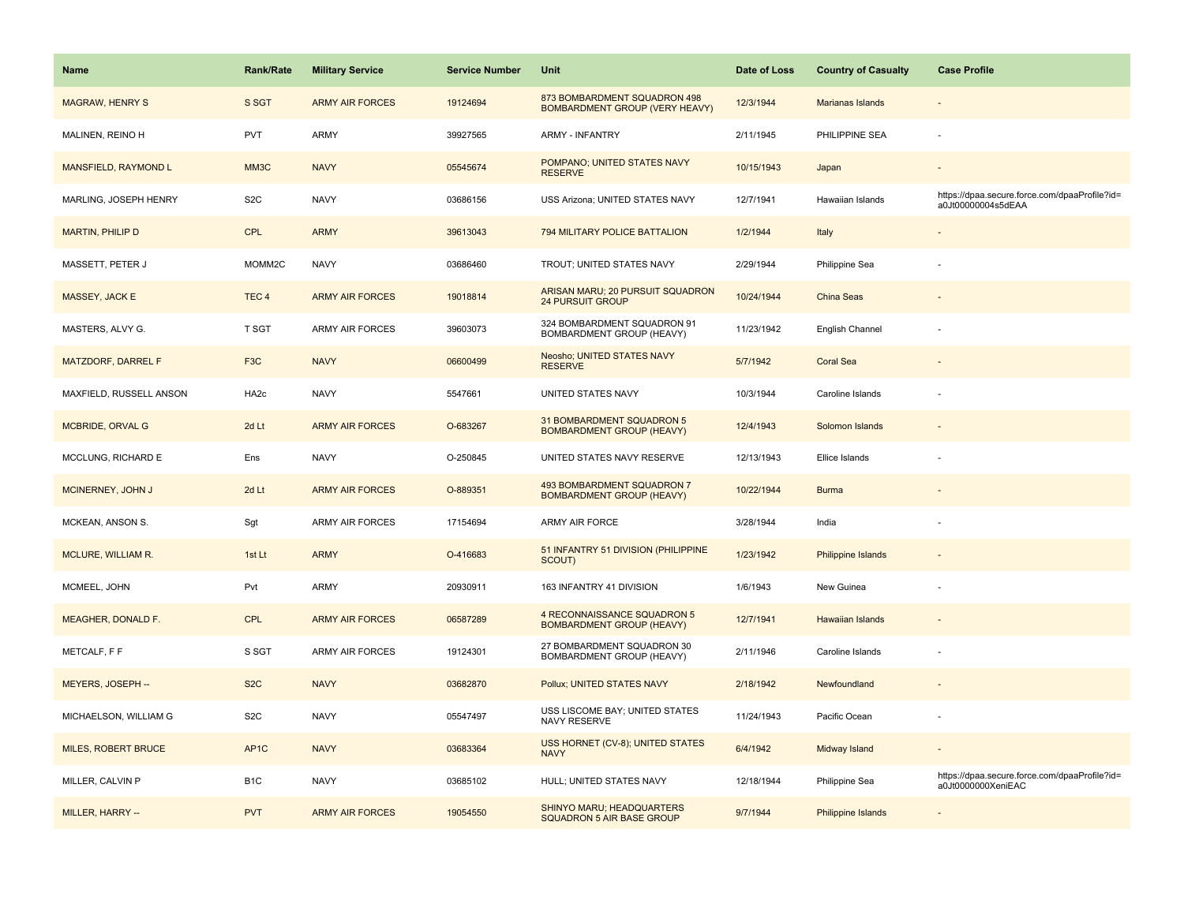| Name | Rank/Rate | Military Service | Service Number | Unit | Date of Loss | Country of Casualty | Case Profile |
|---|---|---|---|---|---|---|---|
| MAGRAW, HENRY S | S SGT | ARMY AIR FORCES | 19124694 | 873 BOMBARDMENT SQUADRON 498 BOMBARDMENT GROUP (VERY HEAVY) | 12/3/1944 | Marianas Islands | - |
| MALINEN, REINO H | PVT | ARMY | 39927565 | ARMY - INFANTRY | 2/11/1945 | PHILIPPINE SEA | - |
| MANSFIELD, RAYMOND L | MM3C | NAVY | 05545674 | POMPANO; UNITED STATES NAVY RESERVE | 10/15/1943 | Japan | - |
| MARLING, JOSEPH HENRY | S2C | NAVY | 03686156 | USS Arizona; UNITED STATES NAVY | 12/7/1941 | Hawaiian Islands | https://dpaa.secure.force.com/dpaaProfile?id=a0Jt00000004s5dEAA |
| MARTIN, PHILIP D | CPL | ARMY | 39613043 | 794 MILITARY POLICE BATTALION | 1/2/1944 | Italy | - |
| MASSETT, PETER J | MOMM2C | NAVY | 03686460 | TROUT; UNITED STATES NAVY | 2/29/1944 | Philippine Sea | - |
| MASSEY, JACK E | TEC 4 | ARMY AIR FORCES | 19018814 | ARISAN MARU; 20 PURSUIT SQUADRON 24 PURSUIT GROUP | 10/24/1944 | China Seas | - |
| MASTERS, ALVY G. | T SGT | ARMY AIR FORCES | 39603073 | 324 BOMBARDMENT SQUADRON 91 BOMBARDMENT GROUP (HEAVY) | 11/23/1942 | English Channel | - |
| MATZDORF, DARREL F | F3C | NAVY | 06600499 | Neosho; UNITED STATES NAVY RESERVE | 5/7/1942 | Coral Sea | - |
| MAXFIELD, RUSSELL ANSON | HA2c | NAVY | 5547661 | UNITED STATES NAVY | 10/3/1944 | Caroline Islands | - |
| MCBRIDE, ORVAL G | 2d Lt | ARMY AIR FORCES | O-683267 | 31 BOMBARDMENT SQUADRON 5 BOMBARDMENT GROUP (HEAVY) | 12/4/1943 | Solomon Islands | - |
| MCCLUNG, RICHARD E | Ens | NAVY | O-250845 | UNITED STATES NAVY RESERVE | 12/13/1943 | Ellice Islands | - |
| MCINERNEY, JOHN J | 2d Lt | ARMY AIR FORCES | O-889351 | 493 BOMBARDMENT SQUADRON 7 BOMBARDMENT GROUP (HEAVY) | 10/22/1944 | Burma | - |
| MCKEAN, ANSON S. | Sgt | ARMY AIR FORCES | 17154694 | ARMY AIR FORCE | 3/28/1944 | India | - |
| MCLURE, WILLIAM R. | 1st Lt | ARMY | O-416683 | 51 INFANTRY 51 DIVISION (PHILIPPINE SCOUT) | 1/23/1942 | Philippine Islands | - |
| MCMEEL, JOHN | Pvt | ARMY | 20930911 | 163 INFANTRY 41 DIVISION | 1/6/1943 | New Guinea | - |
| MEAGHER, DONALD F. | CPL | ARMY AIR FORCES | 06587289 | 4 RECONNAISSANCE SQUADRON 5 BOMBARDMENT GROUP (HEAVY) | 12/7/1941 | Hawaiian Islands | - |
| METCALF, F F | S SGT | ARMY AIR FORCES | 19124301 | 27 BOMBARDMENT SQUADRON 30 BOMBARDMENT GROUP (HEAVY) | 2/11/1946 | Caroline Islands | - |
| MEYERS, JOSEPH -- | S2C | NAVY | 03682870 | Pollux; UNITED STATES NAVY | 2/18/1942 | Newfoundland | - |
| MICHAELSON, WILLIAM G | S2C | NAVY | 05547497 | USS LISCOME BAY; UNITED STATES NAVY RESERVE | 11/24/1943 | Pacific Ocean | - |
| MILES, ROBERT BRUCE | AP1C | NAVY | 03683364 | USS HORNET (CV-8); UNITED STATES NAVY | 6/4/1942 | Midway Island | - |
| MILLER, CALVIN P | B1C | NAVY | 03685102 | HULL; UNITED STATES NAVY | 12/18/1944 | Philippine Sea | https://dpaa.secure.force.com/dpaaProfile?id=a0Jt0000000XeniEAC |
| MILLER, HARRY -- | PVT | ARMY AIR FORCES | 19054550 | SHINYO MARU; HEADQUARTERS SQUADRON 5 AIR BASE GROUP | 9/7/1944 | Philippine Islands | - |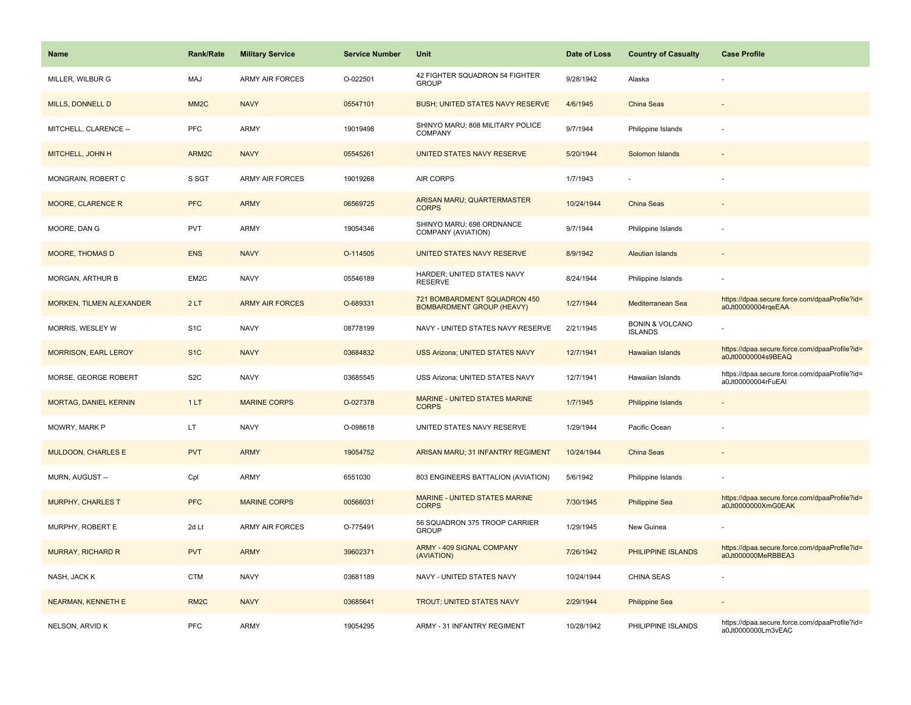| Name | Rank/Rate | Military Service | Service Number | Unit | Date of Loss | Country of Casualty | Case Profile |
|---|---|---|---|---|---|---|---|
| MILLER, WILBUR G | MAJ | ARMY AIR FORCES | O-022501 | 42 FIGHTER SQUADRON 54 FIGHTER GROUP | 9/28/1942 | Alaska | - |
| MILLS, DONNELL D | MM2C | NAVY | 05547101 | BUSH; UNITED STATES NAVY RESERVE | 4/6/1945 | China Seas | - |
| MITCHELL, CLARENCE -- | PFC | ARMY | 19019498 | SHINYO MARU; 808 MILITARY POLICE COMPANY | 9/7/1944 | Philippine Islands | - |
| MITCHELL, JOHN H | ARM2C | NAVY | 05545261 | UNITED STATES NAVY RESERVE | 5/20/1944 | Solomon Islands | - |
| MONGRAIN, ROBERT C | S SGT | ARMY AIR FORCES | 19019268 | AIR CORPS | 1/7/1943 | - | - |
| MOORE, CLARENCE R | PFC | ARMY | 06569725 | ARISAN MARU; QUARTERMASTER CORPS | 10/24/1944 | China Seas | - |
| MOORE, DAN G | PVT | ARMY | 19054346 | SHINYO MARU; 698 ORDNANCE COMPANY (AVIATION) | 9/7/1944 | Philippine Islands | - |
| MOORE, THOMAS D | ENS | NAVY | O-114505 | UNITED STATES NAVY RESERVE | 8/9/1942 | Aleutian Islands | - |
| MORGAN, ARTHUR B | EM2C | NAVY | 05546189 | HARDER; UNITED STATES NAVY RESERVE | 8/24/1944 | Philippine Islands | - |
| MORKEN, TILMEN ALEXANDER | 2 LT | ARMY AIR FORCES | O-689331 | 721 BOMBARDMENT SQUADRON 450 BOMBARDMENT GROUP (HEAVY) | 1/27/1944 | Mediterranean Sea | https://dpaa.secure.force.com/dpaaProfile?id=a0Jt00000004rqeEAA |
| MORRIS, WESLEY W | S1C | NAVY | 08778199 | NAVY - UNITED STATES NAVY RESERVE | 2/21/1945 | BONIN & VOLCANO ISLANDS | - |
| MORRISON, EARL LEROY | S1C | NAVY | 03684832 | USS Arizona; UNITED STATES NAVY | 12/7/1941 | Hawaiian Islands | https://dpaa.secure.force.com/dpaaProfile?id=a0Jt00000004s9BEAQ |
| MORSE, GEORGE ROBERT | S2C | NAVY | 03685545 | USS Arizona; UNITED STATES NAVY | 12/7/1941 | Hawaiian Islands | https://dpaa.secure.force.com/dpaaProfile?id=a0Jt00000004rFuEAI |
| MORTAG, DANIEL KERNIN | 1 LT | MARINE CORPS | O-027378 | MARINE - UNITED STATES MARINE CORPS | 1/7/1945 | Philippine Islands | - |
| MOWRY, MARK P | LT | NAVY | O-098618 | UNITED STATES NAVY RESERVE | 1/29/1944 | Pacific Ocean | - |
| MULDOON, CHARLES E | PVT | ARMY | 19054752 | ARISAN MARU; 31 INFANTRY REGIMENT | 10/24/1944 | China Seas | - |
| MURN, AUGUST -- | Cpl | ARMY | 6551030 | 803 ENGINEERS BATTALION (AVIATION) | 5/6/1942 | Philippine Islands | - |
| MURPHY, CHARLES T | PFC | MARINE CORPS | 00566031 | MARINE - UNITED STATES MARINE CORPS | 7/30/1945 | Philippine Sea | https://dpaa.secure.force.com/dpaaProfile?id=a0Jt0000000XmG0EAK |
| MURPHY, ROBERT E | 2d Lt | ARMY AIR FORCES | O-775491 | 56 SQUADRON 375 TROOP CARRIER GROUP | 1/29/1945 | New Guinea | - |
| MURRAY, RICHARD R | PVT | ARMY | 39602371 | ARMY - 409 SIGNAL COMPANY (AVIATION) | 7/26/1942 | PHILIPPINE ISLANDS | https://dpaa.secure.force.com/dpaaProfile?id=a0Jt000000MeRBBEA3 |
| NASH, JACK K | CTM | NAVY | 03681189 | NAVY - UNITED STATES NAVY | 10/24/1944 | CHINA SEAS | - |
| NEARMAN, KENNETH E | RM2C | NAVY | 03685641 | TROUT; UNITED STATES NAVY | 2/29/1944 | Philippine Sea | - |
| NELSON, ARVID K | PFC | ARMY | 19054295 | ARMY - 31 INFANTRY REGIMENT | 10/28/1942 | PHILIPPINE ISLANDS | https://dpaa.secure.force.com/dpaaProfile?id=a0Jt0000000Lm3vEAC |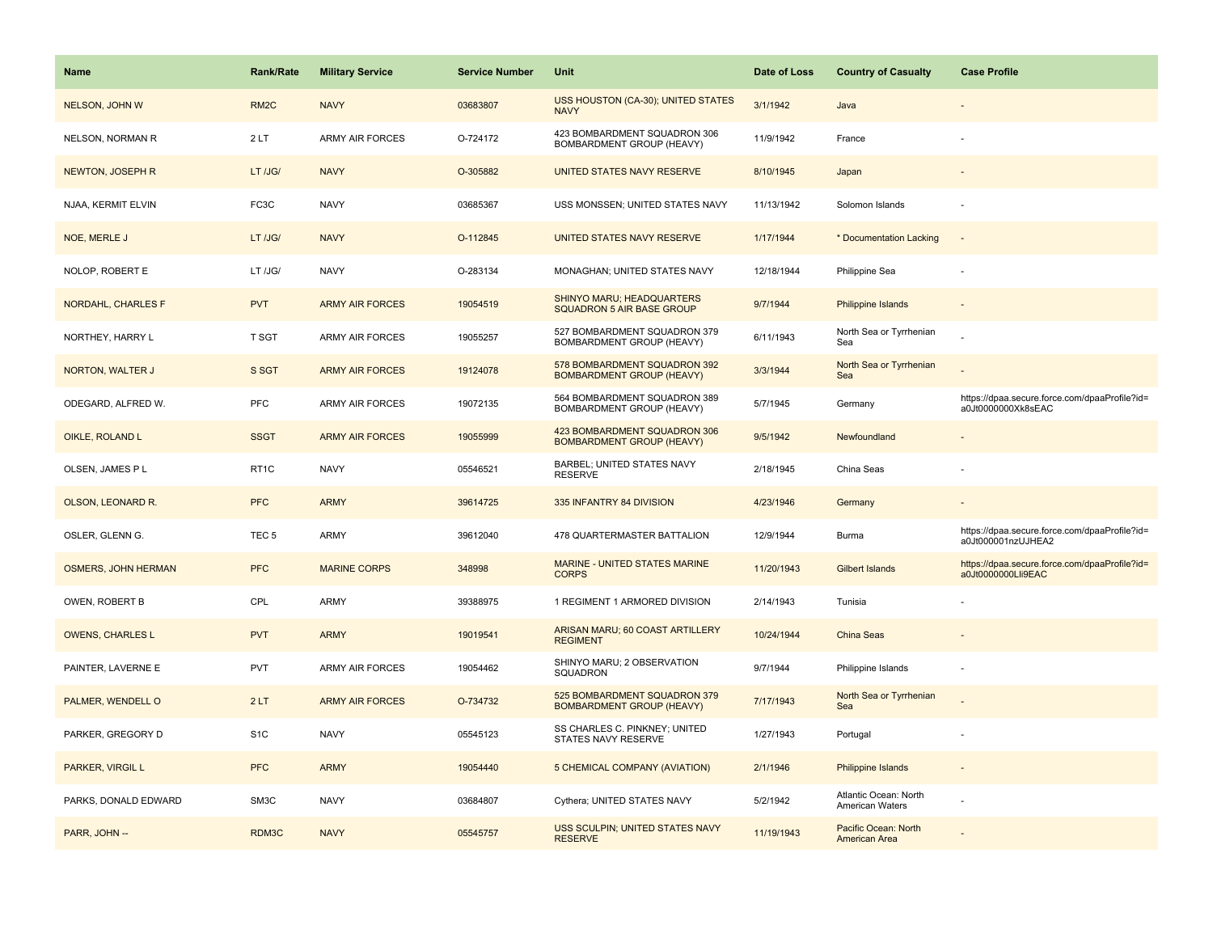| Name | Rank/Rate | Military Service | Service Number | Unit | Date of Loss | Country of Casualty | Case Profile |
|---|---|---|---|---|---|---|---|
| NELSON, JOHN W | RM2C | NAVY | 03683807 | USS HOUSTON (CA-30); UNITED STATES NAVY | 3/1/1942 | Java | - |
| NELSON, NORMAN R | 2 LT | ARMY AIR FORCES | O-724172 | 423 BOMBARDMENT SQUADRON 306 BOMBARDMENT GROUP (HEAVY) | 11/9/1942 | France | - |
| NEWTON, JOSEPH R | LT /JG/ | NAVY | O-305882 | UNITED STATES NAVY RESERVE | 8/10/1945 | Japan | - |
| NJAA, KERMIT ELVIN | FC3C | NAVY | 03685367 | USS MONSSEN; UNITED STATES NAVY | 11/13/1942 | Solomon Islands | - |
| NOE, MERLE J | LT /JG/ | NAVY | O-112845 | UNITED STATES NAVY RESERVE | 1/17/1944 | * Documentation Lacking | - |
| NOLOP, ROBERT E | LT /JG/ | NAVY | O-283134 | MONAGHAN; UNITED STATES NAVY | 12/18/1944 | Philippine Sea | - |
| NORDAHL, CHARLES F | PVT | ARMY AIR FORCES | 19054519 | SHINYO MARU; HEADQUARTERS SQUADRON 5 AIR BASE GROUP | 9/7/1944 | Philippine Islands | - |
| NORTHEY, HARRY L | T SGT | ARMY AIR FORCES | 19055257 | 527 BOMBARDMENT SQUADRON 379 BOMBARDMENT GROUP (HEAVY) | 6/11/1943 | North Sea or Tyrrhenian Sea | - |
| NORTON, WALTER J | S SGT | ARMY AIR FORCES | 19124078 | 578 BOMBARDMENT SQUADRON 392 BOMBARDMENT GROUP (HEAVY) | 3/3/1944 | North Sea or Tyrrhenian Sea | - |
| ODEGARD, ALFRED W. | PFC | ARMY AIR FORCES | 19072135 | 564 BOMBARDMENT SQUADRON 389 BOMBARDMENT GROUP (HEAVY) | 5/7/1945 | Germany | https://dpaa.secure.force.com/dpaaProfile?id=a0Jt0000000Xk8sEAC |
| OIKLE, ROLAND L | SSGT | ARMY AIR FORCES | 19055999 | 423 BOMBARDMENT SQUADRON 306 BOMBARDMENT GROUP (HEAVY) | 9/5/1942 | Newfoundland | - |
| OLSEN, JAMES P L | RT1C | NAVY | 05546521 | BARBEL; UNITED STATES NAVY RESERVE | 2/18/1945 | China Seas | - |
| OLSON, LEONARD R. | PFC | ARMY | 39614725 | 335 INFANTRY 84 DIVISION | 4/23/1946 | Germany | - |
| OSLER, GLENN G. | TEC 5 | ARMY | 39612040 | 478 QUARTERMASTER BATTALION | 12/9/1944 | Burma | https://dpaa.secure.force.com/dpaaProfile?id=a0Jt000001nzUJHEA2 |
| OSMERS, JOHN HERMAN | PFC | MARINE CORPS | 348998 | MARINE - UNITED STATES MARINE CORPS | 11/20/1943 | Gilbert Islands | https://dpaa.secure.force.com/dpaaProfile?id=a0Jt0000000LIi9EAC |
| OWEN, ROBERT B | CPL | ARMY | 39388975 | 1 REGIMENT 1 ARMORED DIVISION | 2/14/1943 | Tunisia | - |
| OWENS, CHARLES L | PVT | ARMY | 19019541 | ARISAN MARU; 60 COAST ARTILLERY REGIMENT | 10/24/1944 | China Seas | - |
| PAINTER, LAVERNE E | PVT | ARMY AIR FORCES | 19054462 | SHINYO MARU; 2 OBSERVATION SQUADRON | 9/7/1944 | Philippine Islands | - |
| PALMER, WENDELL O | 2 LT | ARMY AIR FORCES | O-734732 | 525 BOMBARDMENT SQUADRON 379 BOMBARDMENT GROUP (HEAVY) | 7/17/1943 | North Sea or Tyrrhenian Sea | - |
| PARKER, GREGORY D | S1C | NAVY | 05545123 | SS CHARLES C. PINKNEY; UNITED STATES NAVY RESERVE | 1/27/1943 | Portugal | - |
| PARKER, VIRGIL L | PFC | ARMY | 19054440 | 5 CHEMICAL COMPANY (AVIATION) | 2/1/1946 | Philippine Islands | - |
| PARKS, DONALD EDWARD | SM3C | NAVY | 03684807 | Cythera; UNITED STATES NAVY | 5/2/1942 | Atlantic Ocean: North American Waters | - |
| PARR, JOHN -- | RDM3C | NAVY | 05545757 | USS SCULPIN; UNITED STATES NAVY RESERVE | 11/19/1943 | Pacific Ocean: North American Area | - |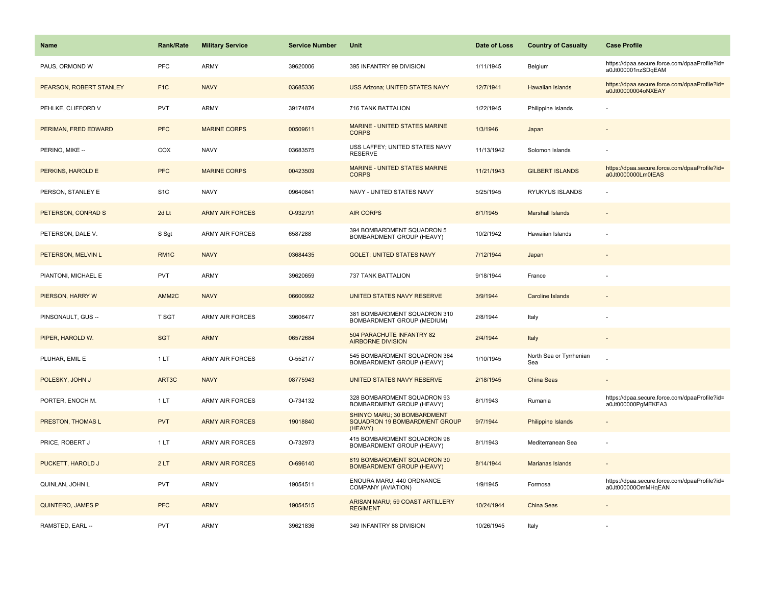| Name | Rank/Rate | Military Service | Service Number | Unit | Date of Loss | Country of Casualty | Case Profile |
| --- | --- | --- | --- | --- | --- | --- | --- |
| PAUS, ORMOND W | PFC | ARMY | 39620006 | 395 INFANTRY 99 DIVISION | 1/11/1945 | Belgium | https://dpaa.secure.force.com/dpaaProfile?id=a0Jt000001nzSDqEAM |
| PEARSON, ROBERT STANLEY | F1C | NAVY | 03685336 | USS Arizona; UNITED STATES NAVY | 12/7/1941 | Hawaiian Islands | https://dpaa.secure.force.com/dpaaProfile?id=a0Jt00000004oNXEAY |
| PEHLKE, CLIFFORD V | PVT | ARMY | 39174874 | 716 TANK BATTALION | 1/22/1945 | Philippine Islands | - |
| PERIMAN, FRED EDWARD | PFC | MARINE CORPS | 00509611 | MARINE - UNITED STATES MARINE CORPS | 1/3/1946 | Japan | - |
| PERINO, MIKE -- | COX | NAVY | 03683575 | USS LAFFEY; UNITED STATES NAVY RESERVE | 11/13/1942 | Solomon Islands | - |
| PERKINS, HAROLD E | PFC | MARINE CORPS | 00423509 | MARINE - UNITED STATES MARINE CORPS | 11/21/1943 | GILBERT ISLANDS | https://dpaa.secure.force.com/dpaaProfile?id=a0Jt0000000Lm0lEAS |
| PERSON, STANLEY E | S1C | NAVY | 09640841 | NAVY - UNITED STATES NAVY | 5/25/1945 | RYUKYUS ISLANDS | - |
| PETERSON, CONRAD S | 2d Lt | ARMY AIR FORCES | O-932791 | AIR CORPS | 8/1/1945 | Marshall Islands | - |
| PETERSON, DALE V. | S Sgt | ARMY AIR FORCES | 6587288 | 394 BOMBARDMENT SQUADRON 5 BOMBARDMENT GROUP (HEAVY) | 10/2/1942 | Hawaiian Islands | - |
| PETERSON, MELVIN L | RM1C | NAVY | 03684435 | GOLET; UNITED STATES NAVY | 7/12/1944 | Japan | - |
| PIANTONI, MICHAEL E | PVT | ARMY | 39620659 | 737 TANK BATTALION | 9/18/1944 | France | - |
| PIERSON, HARRY W | AMM2C | NAVY | 06600992 | UNITED STATES NAVY RESERVE | 3/9/1944 | Caroline Islands | - |
| PINSONAULT, GUS -- | T SGT | ARMY AIR FORCES | 39606477 | 381 BOMBARDMENT SQUADRON 310 BOMBARDMENT GROUP (MEDIUM) | 2/8/1944 | Italy | - |
| PIPER, HAROLD W. | SGT | ARMY | 06572684 | 504 PARACHUTE INFANTRY 82 AIRBORNE DIVISION | 2/4/1944 | Italy | - |
| PLUHAR, EMIL E | 1 LT | ARMY AIR FORCES | O-552177 | 545 BOMBARDMENT SQUADRON 384 BOMBARDMENT GROUP (HEAVY) | 1/10/1945 | North Sea or Tyrrhenian Sea | - |
| POLESKY, JOHN J | ART3C | NAVY | 08775943 | UNITED STATES NAVY RESERVE | 2/18/1945 | China Seas | - |
| PORTER, ENOCH M. | 1 LT | ARMY AIR FORCES | O-734132 | 328 BOMBARDMENT SQUADRON 93 BOMBARDMENT GROUP (HEAVY) | 8/1/1943 | Rumania | https://dpaa.secure.force.com/dpaaProfile?id=a0Jt000000PgMEKEA3 |
| PRESTON, THOMAS L | PVT | ARMY AIR FORCES | 19018840 | SHINYO MARU; 30 BOMBARDMENT SQUADRON 19 BOMBARDMENT GROUP (HEAVY) | 9/7/1944 | Philippine Islands | - |
| PRICE, ROBERT J | 1 LT | ARMY AIR FORCES | O-732973 | 415 BOMBARDMENT SQUADRON 98 BOMBARDMENT GROUP (HEAVY) | 8/1/1943 | Mediterranean Sea | - |
| PUCKETT, HAROLD J | 2 LT | ARMY AIR FORCES | O-696140 | 819 BOMBARDMENT SQUADRON 30 BOMBARDMENT GROUP (HEAVY) | 8/14/1944 | Marianas Islands | - |
| QUINLAN, JOHN L | PVT | ARMY | 19054511 | ENOURA MARU; 440 ORDNANCE COMPANY (AVIATION) | 1/9/1945 | Formosa | https://dpaa.secure.force.com/dpaaProfile?id=a0Jt000000OmMHqEAN |
| QUINTERO, JAMES P | PFC | ARMY | 19054515 | ARISAN MARU; 59 COAST ARTILLERY REGIMENT | 10/24/1944 | China Seas | - |
| RAMSTED, EARL -- | PVT | ARMY | 39621836 | 349 INFANTRY 88 DIVISION | 10/26/1945 | Italy | - |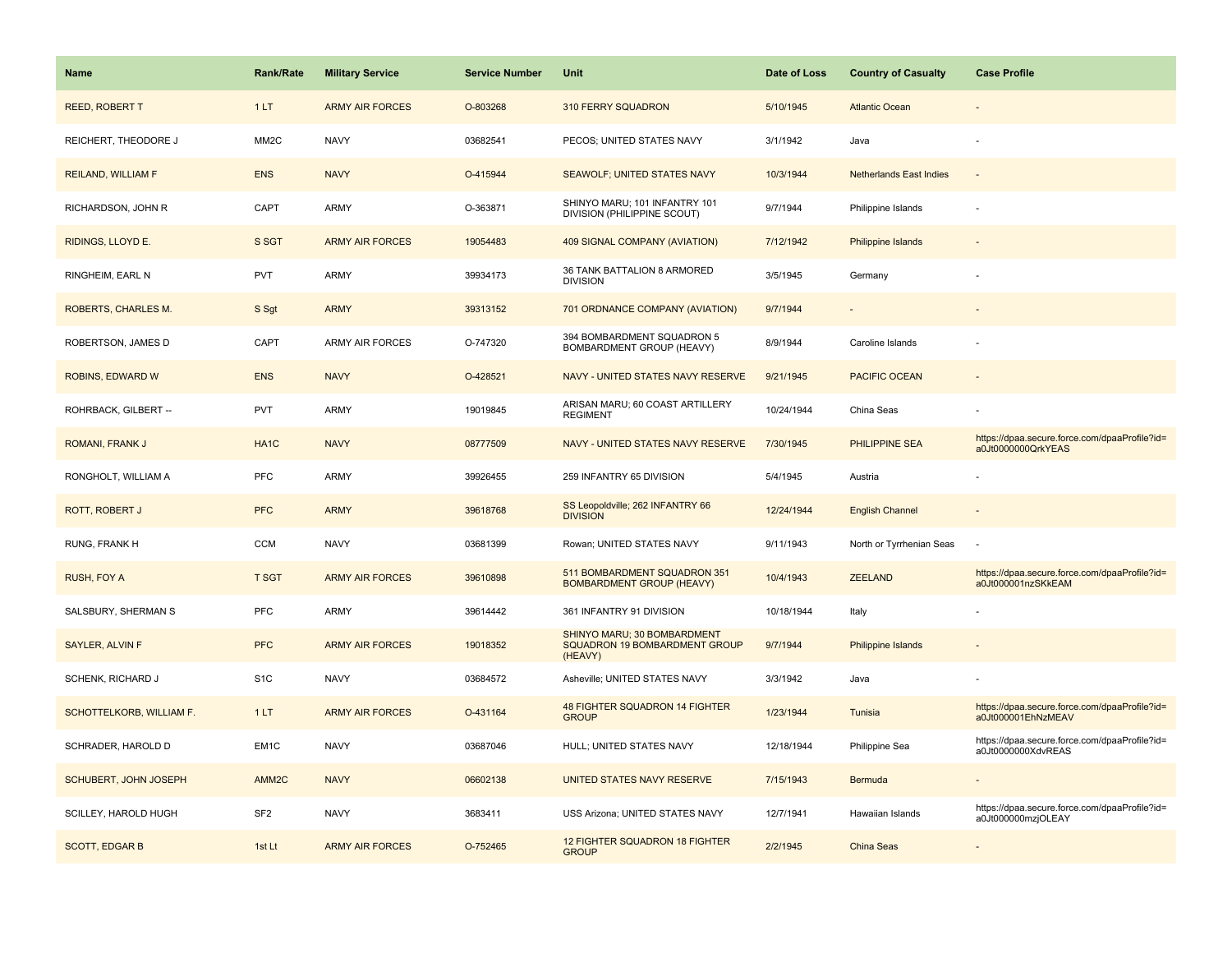| Name | Rank/Rate | Military Service | Service Number | Unit | Date of Loss | Country of Casualty | Case Profile |
|---|---|---|---|---|---|---|---|
| REED, ROBERT T | 1 LT | ARMY AIR FORCES | O-803268 | 310 FERRY SQUADRON | 5/10/1945 | Atlantic Ocean | - |
| REICHERT, THEODORE J | MM2C | NAVY | 03682541 | PECOS; UNITED STATES NAVY | 3/1/1942 | Java | - |
| REILAND, WILLIAM F | ENS | NAVY | O-415944 | SEAWOLF; UNITED STATES NAVY | 10/3/1944 | Netherlands East Indies | - |
| RICHARDSON, JOHN R | CAPT | ARMY | O-363871 | SHINYO MARU; 101 INFANTRY 101 DIVISION (PHILIPPINE SCOUT) | 9/7/1944 | Philippine Islands | - |
| RIDINGS, LLOYD E. | S SGT | ARMY AIR FORCES | 19054483 | 409 SIGNAL COMPANY (AVIATION) | 7/12/1942 | Philippine Islands | - |
| RINGHEIM, EARL N | PVT | ARMY | 39934173 | 36 TANK BATTALION 8 ARMORED DIVISION | 3/5/1945 | Germany | - |
| ROBERTS, CHARLES M. | S Sgt | ARMY | 39313152 | 701 ORDNANCE COMPANY (AVIATION) | 9/7/1944 | - | - |
| ROBERTSON, JAMES D | CAPT | ARMY AIR FORCES | O-747320 | 394 BOMBARDMENT SQUADRON 5 BOMBARDMENT GROUP (HEAVY) | 8/9/1944 | Caroline Islands | - |
| ROBINS, EDWARD W | ENS | NAVY | O-428521 | NAVY - UNITED STATES NAVY RESERVE | 9/21/1945 | PACIFIC OCEAN | - |
| ROHRBACK, GILBERT -- | PVT | ARMY | 19019845 | ARISAN MARU; 60 COAST ARTILLERY REGIMENT | 10/24/1944 | China Seas | - |
| ROMANI, FRANK J | HA1C | NAVY | 08777509 | NAVY - UNITED STATES NAVY RESERVE | 7/30/1945 | PHILIPPINE SEA | https://dpaa.secure.force.com/dpaaProfile?id=a0Jt0000000QrkYEAS |
| RONGHOLT, WILLIAM A | PFC | ARMY | 39926455 | 259 INFANTRY 65 DIVISION | 5/4/1945 | Austria | - |
| ROTT, ROBERT J | PFC | ARMY | 39618768 | SS Leopoldville; 262 INFANTRY 66 DIVISION | 12/24/1944 | English Channel | - |
| RUNG, FRANK H | CCM | NAVY | 03681399 | Rowan; UNITED STATES NAVY | 9/11/1943 | North or Tyrrhenian Seas | - |
| RUSH, FOY A | T SGT | ARMY AIR FORCES | 39610898 | 511 BOMBARDMENT SQUADRON 351 BOMBARDMENT GROUP (HEAVY) | 10/4/1943 | ZEELAND | https://dpaa.secure.force.com/dpaaProfile?id=a0Jt000001nzSKkEAM |
| SALSBURY, SHERMAN S | PFC | ARMY | 39614442 | 361 INFANTRY 91 DIVISION | 10/18/1944 | Italy | - |
| SAYLER, ALVIN F | PFC | ARMY AIR FORCES | 19018352 | SHINYO MARU; 30 BOMBARDMENT SQUADRON 19 BOMBARDMENT GROUP (HEAVY) | 9/7/1944 | Philippine Islands | - |
| SCHENK, RICHARD J | S1C | NAVY | 03684572 | Asheville; UNITED STATES NAVY | 3/3/1942 | Java | - |
| SCHOTTELKORB, WILLIAM F. | 1 LT | ARMY AIR FORCES | O-431164 | 48 FIGHTER SQUADRON 14 FIGHTER GROUP | 1/23/1944 | Tunisia | https://dpaa.secure.force.com/dpaaProfile?id=a0Jt000001EhNzMEAV |
| SCHRADER, HAROLD D | EM1C | NAVY | 03687046 | HULL; UNITED STATES NAVY | 12/18/1944 | Philippine Sea | https://dpaa.secure.force.com/dpaaProfile?id=a0Jt0000000XdvREAS |
| SCHUBERT, JOHN JOSEPH | AMM2C | NAVY | 06602138 | UNITED STATES NAVY RESERVE | 7/15/1943 | Bermuda | - |
| SCILLEY, HAROLD HUGH | SF2 | NAVY | 3683411 | USS Arizona; UNITED STATES NAVY | 12/7/1941 | Hawaiian Islands | https://dpaa.secure.force.com/dpaaProfile?id=a0Jt000000mzjOLEAY |
| SCOTT, EDGAR B | 1st Lt | ARMY AIR FORCES | O-752465 | 12 FIGHTER SQUADRON 18 FIGHTER GROUP | 2/2/1945 | China Seas | - |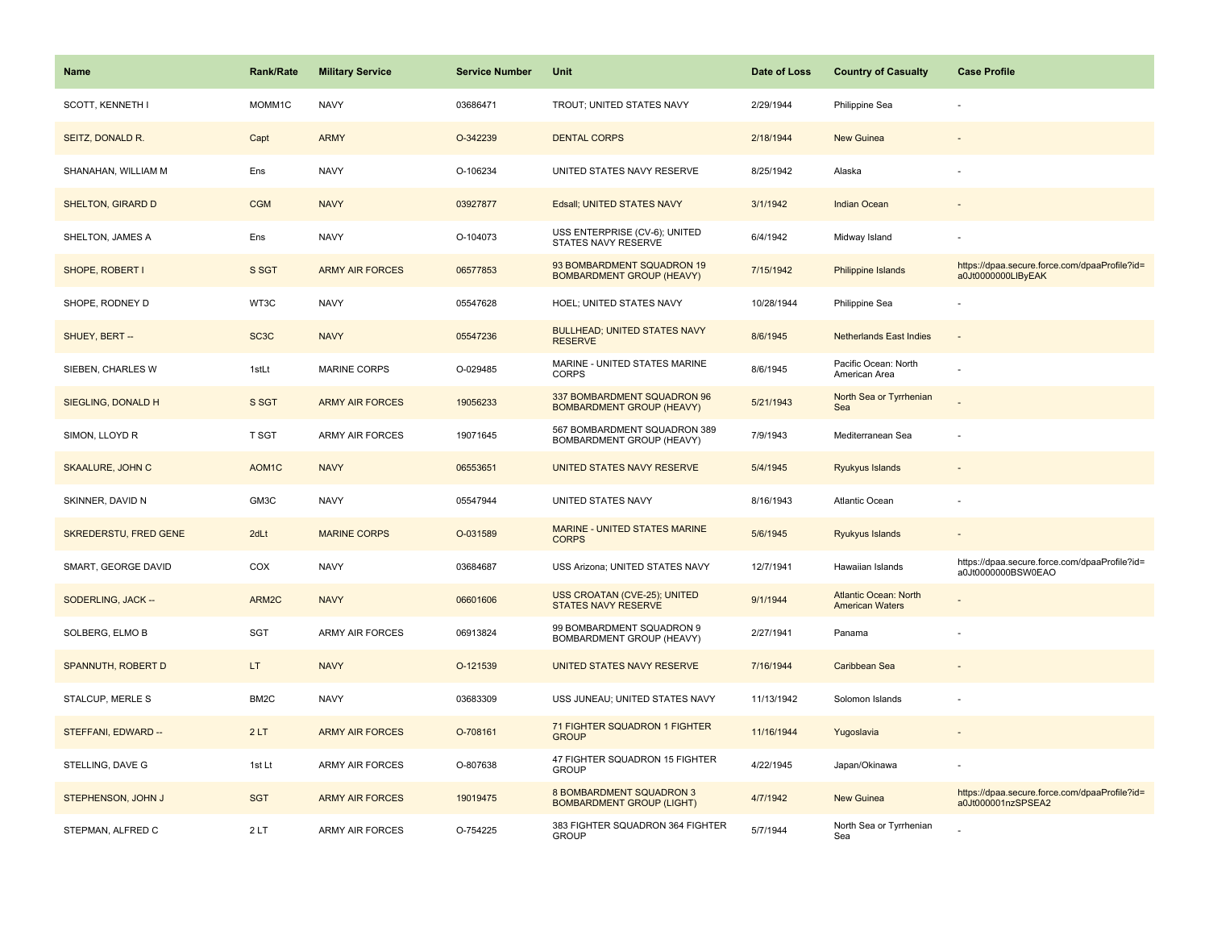| Name | Rank/Rate | Military Service | Service Number | Unit | Date of Loss | Country of Casualty | Case Profile |
| --- | --- | --- | --- | --- | --- | --- | --- |
| SCOTT, KENNETH I | MOMM1C | NAVY | 03686471 | TROUT; UNITED STATES NAVY | 2/29/1944 | Philippine Sea | - |
| SEITZ, DONALD R. | Capt | ARMY | O-342239 | DENTAL CORPS | 2/18/1944 | New Guinea | - |
| SHANAHAN, WILLIAM M | Ens | NAVY | O-106234 | UNITED STATES NAVY RESERVE | 8/25/1942 | Alaska | - |
| SHELTON, GIRARD D | CGM | NAVY | 03927877 | Edsall; UNITED STATES NAVY | 3/1/1942 | Indian Ocean | - |
| SHELTON, JAMES A | Ens | NAVY | O-104073 | USS ENTERPRISE (CV-6); UNITED STATES NAVY RESERVE | 6/4/1942 | Midway Island | - |
| SHOPE, ROBERT I | S SGT | ARMY AIR FORCES | 06577853 | 93 BOMBARDMENT SQUADRON 19 BOMBARDMENT GROUP (HEAVY) | 7/15/1942 | Philippine Islands | https://dpaa.secure.force.com/dpaaProfile?id=a0Jt0000000LIByEAK |
| SHOPE, RODNEY D | WT3C | NAVY | 05547628 | HOEL; UNITED STATES NAVY | 10/28/1944 | Philippine Sea | - |
| SHUEY, BERT -- | SC3C | NAVY | 05547236 | BULLHEAD; UNITED STATES NAVY RESERVE | 8/6/1945 | Netherlands East Indies | - |
| SIEBEN, CHARLES W | 1stLt | MARINE CORPS | O-029485 | MARINE - UNITED STATES MARINE CORPS | 8/6/1945 | Pacific Ocean: North American Area | - |
| SIEGLING, DONALD H | S SGT | ARMY AIR FORCES | 19056233 | 337 BOMBARDMENT SQUADRON 96 BOMBARDMENT GROUP (HEAVY) | 5/21/1943 | North Sea or Tyrrhenian Sea | - |
| SIMON, LLOYD R | T SGT | ARMY AIR FORCES | 19071645 | 567 BOMBARDMENT SQUADRON 389 BOMBARDMENT GROUP (HEAVY) | 7/9/1943 | Mediterranean Sea | - |
| SKAALURE, JOHN C | AOM1C | NAVY | 06553651 | UNITED STATES NAVY RESERVE | 5/4/1945 | Ryukyus Islands | - |
| SKINNER, DAVID N | GM3C | NAVY | 05547944 | UNITED STATES NAVY | 8/16/1943 | Atlantic Ocean | - |
| SKREDERSTU, FRED GENE | 2dLt | MARINE CORPS | O-031589 | MARINE - UNITED STATES MARINE CORPS | 5/6/1945 | Ryukyus Islands | - |
| SMART, GEORGE DAVID | COX | NAVY | 03684687 | USS Arizona; UNITED STATES NAVY | 12/7/1941 | Hawaiian Islands | https://dpaa.secure.force.com/dpaaProfile?id=a0Jt0000000BSW0EAO |
| SODERLING, JACK -- | ARM2C | NAVY | 06601606 | USS CROATAN (CVE-25); UNITED STATES NAVY RESERVE | 9/1/1944 | Atlantic Ocean: North American Waters | - |
| SOLBERG, ELMO B | SGT | ARMY AIR FORCES | 06913824 | 99 BOMBARDMENT SQUADRON 9 BOMBARDMENT GROUP (HEAVY) | 2/27/1941 | Panama | - |
| SPANNUTH, ROBERT D | LT | NAVY | O-121539 | UNITED STATES NAVY RESERVE | 7/16/1944 | Caribbean Sea | - |
| STALCUP, MERLE S | BM2C | NAVY | 03683309 | USS JUNEAU; UNITED STATES NAVY | 11/13/1942 | Solomon Islands | - |
| STEFFANI, EDWARD -- | 2 LT | ARMY AIR FORCES | O-708161 | 71 FIGHTER SQUADRON 1 FIGHTER GROUP | 11/16/1944 | Yugoslavia | - |
| STELLING, DAVE G | 1st Lt | ARMY AIR FORCES | O-807638 | 47 FIGHTER SQUADRON 15 FIGHTER GROUP | 4/22/1945 | Japan/Okinawa | - |
| STEPHENSON, JOHN J | SGT | ARMY AIR FORCES | 19019475 | 8 BOMBARDMENT SQUADRON 3 BOMBARDMENT GROUP (LIGHT) | 4/7/1942 | New Guinea | https://dpaa.secure.force.com/dpaaProfile?id=a0Jt000001nzSPSEA2 |
| STEPMAN, ALFRED C | 2 LT | ARMY AIR FORCES | O-754225 | 383 FIGHTER SQUADRON 364 FIGHTER GROUP | 5/7/1944 | North Sea or Tyrrhenian Sea | - |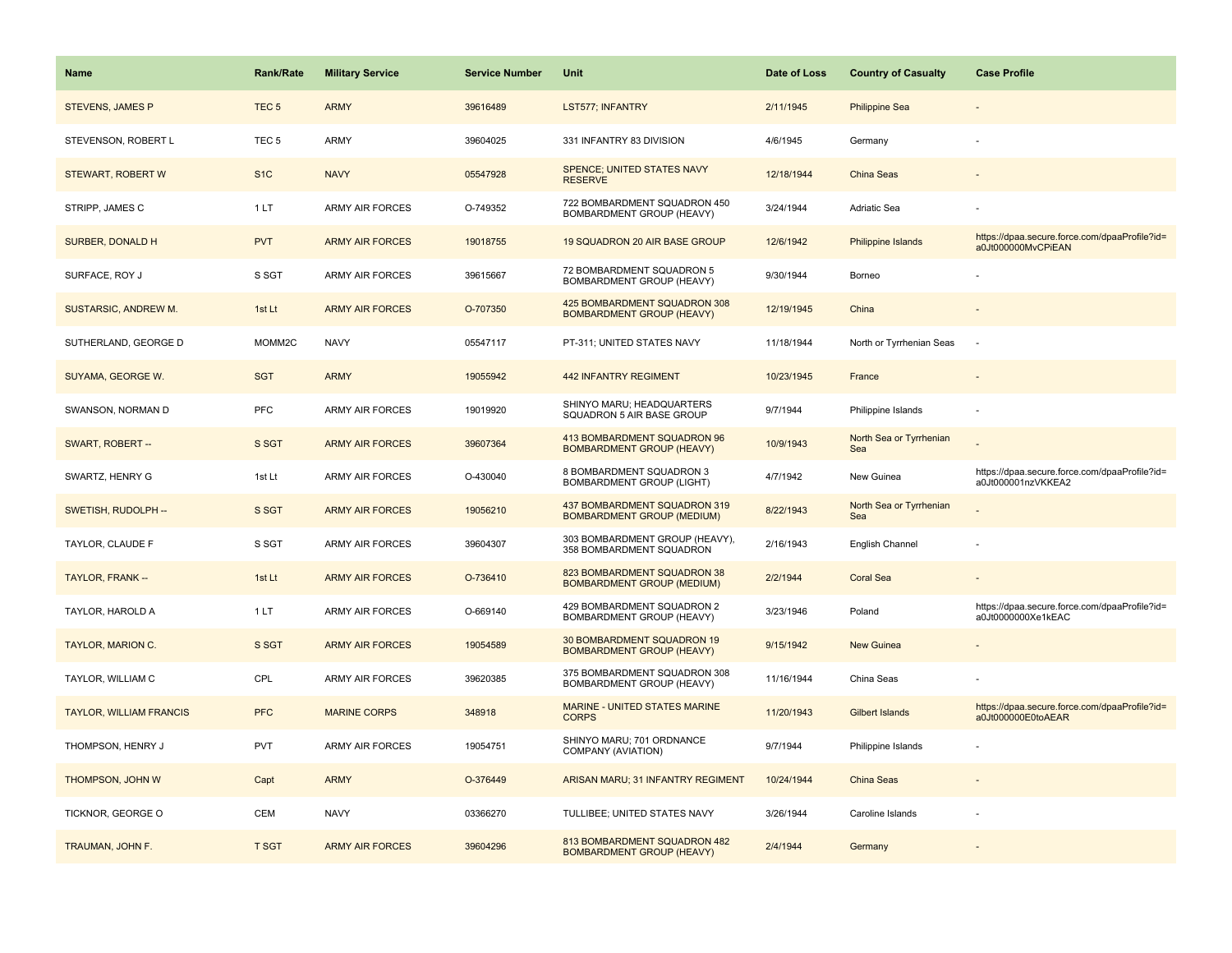| Name | Rank/Rate | Military Service | Service Number | Unit | Date of Loss | Country of Casualty | Case Profile |
|---|---|---|---|---|---|---|---|
| STEVENS, JAMES P | TEC 5 | ARMY | 39616489 | LST577; INFANTRY | 2/11/1945 | Philippine Sea | - |
| STEVENSON, ROBERT L | TEC 5 | ARMY | 39604025 | 331 INFANTRY 83 DIVISION | 4/6/1945 | Germany | - |
| STEWART, ROBERT W | S1C | NAVY | 05547928 | SPENCE; UNITED STATES NAVY RESERVE | 12/18/1944 | China Seas | - |
| STRIPP, JAMES C | 1 LT | ARMY AIR FORCES | O-749352 | 722 BOMBARDMENT SQUADRON 450 BOMBARDMENT GROUP (HEAVY) | 3/24/1944 | Adriatic Sea | - |
| SURBER, DONALD H | PVT | ARMY AIR FORCES | 19018755 | 19 SQUADRON 20 AIR BASE GROUP | 12/6/1942 | Philippine Islands | https://dpaa.secure.force.com/dpaaProfile?id=a0Jt000000MvCPiEAN |
| SURFACE, ROY J | S SGT | ARMY AIR FORCES | 39615667 | 72 BOMBARDMENT SQUADRON 5 BOMBARDMENT GROUP (HEAVY) | 9/30/1944 | Borneo | - |
| SUSTARSIC, ANDREW M. | 1st Lt | ARMY AIR FORCES | O-707350 | 425 BOMBARDMENT SQUADRON 308 BOMBARDMENT GROUP (HEAVY) | 12/19/1945 | China | - |
| SUTHERLAND, GEORGE D | MOMM2C | NAVY | 05547117 | PT-311; UNITED STATES NAVY | 11/18/1944 | North or Tyrrhenian Seas | - |
| SUYAMA, GEORGE W. | SGT | ARMY | 19055942 | 442 INFANTRY REGIMENT | 10/23/1945 | France | - |
| SWANSON, NORMAN D | PFC | ARMY AIR FORCES | 19019920 | SHINYO MARU; HEADQUARTERS SQUADRON 5 AIR BASE GROUP | 9/7/1944 | Philippine Islands | - |
| SWART, ROBERT -- | S SGT | ARMY AIR FORCES | 39607364 | 413 BOMBARDMENT SQUADRON 96 BOMBARDMENT GROUP (HEAVY) | 10/9/1943 | North Sea or Tyrrhenian Sea | - |
| SWARTZ, HENRY G | 1st Lt | ARMY AIR FORCES | O-430040 | 8 BOMBARDMENT SQUADRON 3 BOMBARDMENT GROUP (LIGHT) | 4/7/1942 | New Guinea | https://dpaa.secure.force.com/dpaaProfile?id=a0Jt000001nzVKKEA2 |
| SWETISH, RUDOLPH -- | S SGT | ARMY AIR FORCES | 19056210 | 437 BOMBARDMENT SQUADRON 319 BOMBARDMENT GROUP (MEDIUM) | 8/22/1943 | North Sea or Tyrrhenian Sea | - |
| TAYLOR, CLAUDE F | S SGT | ARMY AIR FORCES | 39604307 | 303 BOMBARDMENT GROUP (HEAVY), 358 BOMBARDMENT SQUADRON | 2/16/1943 | English Channel | - |
| TAYLOR, FRANK -- | 1st Lt | ARMY AIR FORCES | O-736410 | 823 BOMBARDMENT SQUADRON 38 BOMBARDMENT GROUP (MEDIUM) | 2/2/1944 | Coral Sea | - |
| TAYLOR, HAROLD A | 1 LT | ARMY AIR FORCES | O-669140 | 429 BOMBARDMENT SQUADRON 2 BOMBARDMENT GROUP (HEAVY) | 3/23/1946 | Poland | https://dpaa.secure.force.com/dpaaProfile?id=a0Jt0000000Xe1kEAC |
| TAYLOR, MARION C. | S SGT | ARMY AIR FORCES | 19054589 | 30 BOMBARDMENT SQUADRON 19 BOMBARDMENT GROUP (HEAVY) | 9/15/1942 | New Guinea | - |
| TAYLOR, WILLIAM C | CPL | ARMY AIR FORCES | 39620385 | 375 BOMBARDMENT SQUADRON 308 BOMBARDMENT GROUP (HEAVY) | 11/16/1944 | China Seas | - |
| TAYLOR, WILLIAM FRANCIS | PFC | MARINE CORPS | 348918 | MARINE - UNITED STATES MARINE CORPS | 11/20/1943 | Gilbert Islands | https://dpaa.secure.force.com/dpaaProfile?id=a0Jt000000E0toAEAR |
| THOMPSON, HENRY J | PVT | ARMY AIR FORCES | 19054751 | SHINYO MARU; 701 ORDNANCE COMPANY (AVIATION) | 9/7/1944 | Philippine Islands | - |
| THOMPSON, JOHN W | Capt | ARMY | O-376449 | ARISAN MARU; 31 INFANTRY REGIMENT | 10/24/1944 | China Seas | - |
| TICKNOR, GEORGE O | CEM | NAVY | 03366270 | TULLIBEE; UNITED STATES NAVY | 3/26/1944 | Caroline Islands | - |
| TRAUMAN, JOHN F. | T SGT | ARMY AIR FORCES | 39604296 | 813 BOMBARDMENT SQUADRON 482 BOMBARDMENT GROUP (HEAVY) | 2/4/1944 | Germany | - |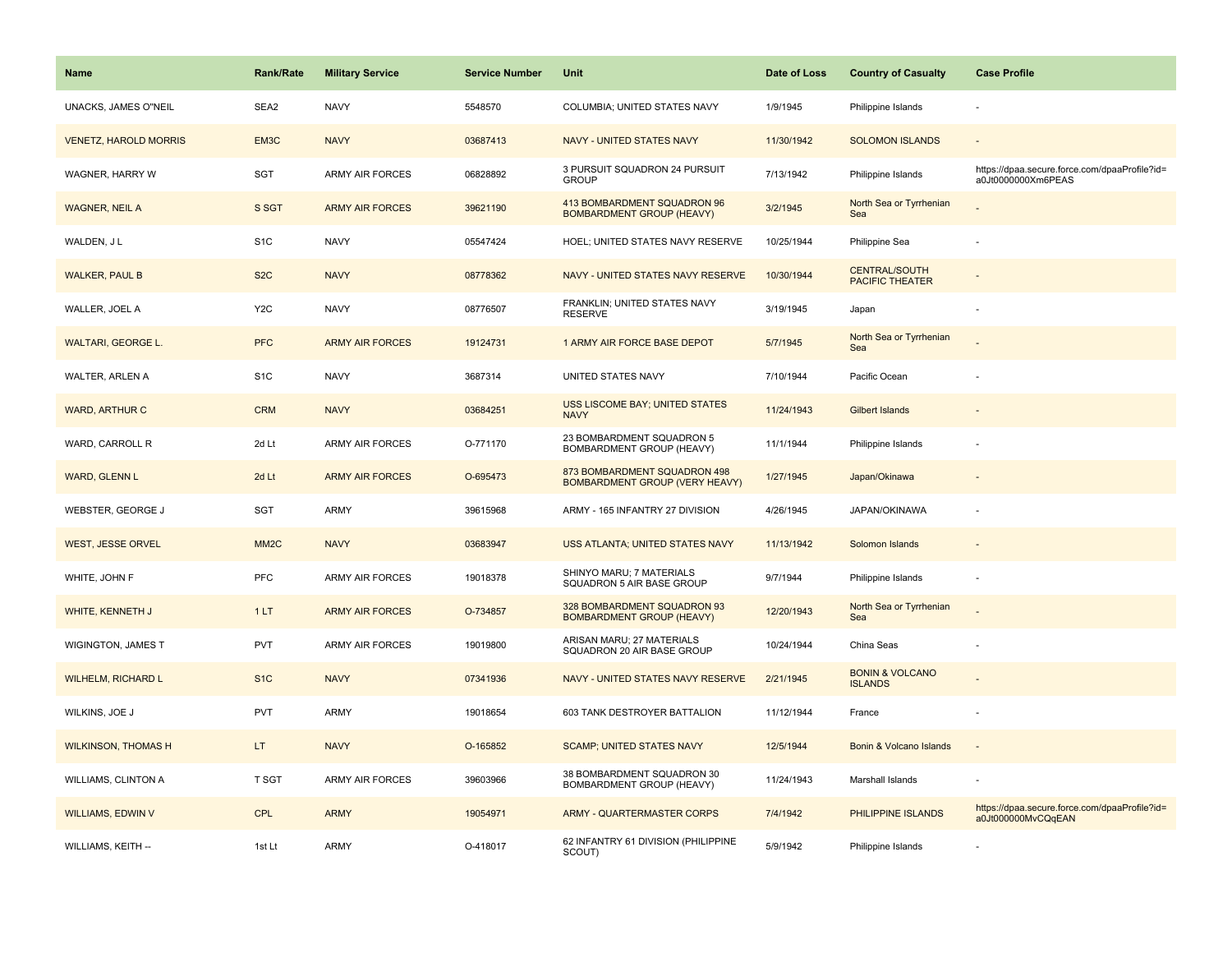| Name | Rank/Rate | Military Service | Service Number | Unit | Date of Loss | Country of Casualty | Case Profile |
| --- | --- | --- | --- | --- | --- | --- | --- |
| UNACKS, JAMES O"NEIL | SEA2 | NAVY | 5548570 | COLUMBIA; UNITED STATES NAVY | 1/9/1945 | Philippine Islands | - |
| VENETZ, HAROLD MORRIS | EM3C | NAVY | 03687413 | NAVY - UNITED STATES NAVY | 11/30/1942 | SOLOMON ISLANDS | - |
| WAGNER, HARRY W | SGT | ARMY AIR FORCES | 06828892 | 3 PURSUIT SQUADRON 24 PURSUIT GROUP | 7/13/1942 | Philippine Islands | https://dpaa.secure.force.com/dpaaProfile?id=a0Jt0000000Xm6PEAS |
| WAGNER, NEIL A | S SGT | ARMY AIR FORCES | 39621190 | 413 BOMBARDMENT SQUADRON 96 BOMBARDMENT GROUP (HEAVY) | 3/2/1945 | North Sea or Tyrrhenian Sea | - |
| WALDEN, J L | S1C | NAVY | 05547424 | HOEL; UNITED STATES NAVY RESERVE | 10/25/1944 | Philippine Sea | - |
| WALKER, PAUL B | S2C | NAVY | 08778362 | NAVY - UNITED STATES NAVY RESERVE | 10/30/1944 | CENTRAL/SOUTH PACIFIC THEATER | - |
| WALLER, JOEL A | Y2C | NAVY | 08776507 | FRANKLIN; UNITED STATES NAVY RESERVE | 3/19/1945 | Japan | - |
| WALTARI, GEORGE L. | PFC | ARMY AIR FORCES | 19124731 | 1 ARMY AIR FORCE BASE DEPOT | 5/7/1945 | North Sea or Tyrrhenian Sea | - |
| WALTER, ARLEN A | S1C | NAVY | 3687314 | UNITED STATES NAVY | 7/10/1944 | Pacific Ocean | - |
| WARD, ARTHUR C | CRM | NAVY | 03684251 | USS LISCOME BAY; UNITED STATES NAVY | 11/24/1943 | Gilbert Islands | - |
| WARD, CARROLL R | 2d Lt | ARMY AIR FORCES | O-771170 | 23 BOMBARDMENT SQUADRON 5 BOMBARDMENT GROUP (HEAVY) | 11/1/1944 | Philippine Islands | - |
| WARD, GLENN L | 2d Lt | ARMY AIR FORCES | O-695473 | 873 BOMBARDMENT SQUADRON 498 BOMBARDMENT GROUP (VERY HEAVY) | 1/27/1945 | Japan/Okinawa | - |
| WEBSTER, GEORGE J | SGT | ARMY | 39615968 | ARMY - 165 INFANTRY 27 DIVISION | 4/26/1945 | JAPAN/OKINAWA | - |
| WEST, JESSE ORVEL | MM2C | NAVY | 03683947 | USS ATLANTA; UNITED STATES NAVY | 11/13/1942 | Solomon Islands | - |
| WHITE, JOHN F | PFC | ARMY AIR FORCES | 19018378 | SHINYO MARU; 7 MATERIALS SQUADRON 5 AIR BASE GROUP | 9/7/1944 | Philippine Islands | - |
| WHITE, KENNETH J | 1 LT | ARMY AIR FORCES | O-734857 | 328 BOMBARDMENT SQUADRON 93 BOMBARDMENT GROUP (HEAVY) | 12/20/1943 | North Sea or Tyrrhenian Sea | - |
| WIGINGTON, JAMES T | PVT | ARMY AIR FORCES | 19019800 | ARISAN MARU; 27 MATERIALS SQUADRON 20 AIR BASE GROUP | 10/24/1944 | China Seas | - |
| WILHELM, RICHARD L | S1C | NAVY | 07341936 | NAVY - UNITED STATES NAVY RESERVE | 2/21/1945 | BONIN & VOLCANO ISLANDS | - |
| WILKINS, JOE J | PVT | ARMY | 19018654 | 603 TANK DESTROYER BATTALION | 11/12/1944 | France | - |
| WILKINSON, THOMAS H | LT | NAVY | O-165852 | SCAMP; UNITED STATES NAVY | 12/5/1944 | Bonin & Volcano Islands | - |
| WILLIAMS, CLINTON A | T SGT | ARMY AIR FORCES | 39603966 | 38 BOMBARDMENT SQUADRON 30 BOMBARDMENT GROUP (HEAVY) | 11/24/1943 | Marshall Islands | - |
| WILLIAMS, EDWIN V | CPL | ARMY | 19054971 | ARMY - QUARTERMASTER CORPS | 7/4/1942 | PHILIPPINE ISLANDS | https://dpaa.secure.force.com/dpaaProfile?id=a0Jt000000MvCQqEAN |
| WILLIAMS, KEITH -- | 1st Lt | ARMY | O-418017 | 62 INFANTRY 61 DIVISION (PHILIPPINE SCOUT) | 5/9/1942 | Philippine Islands | - |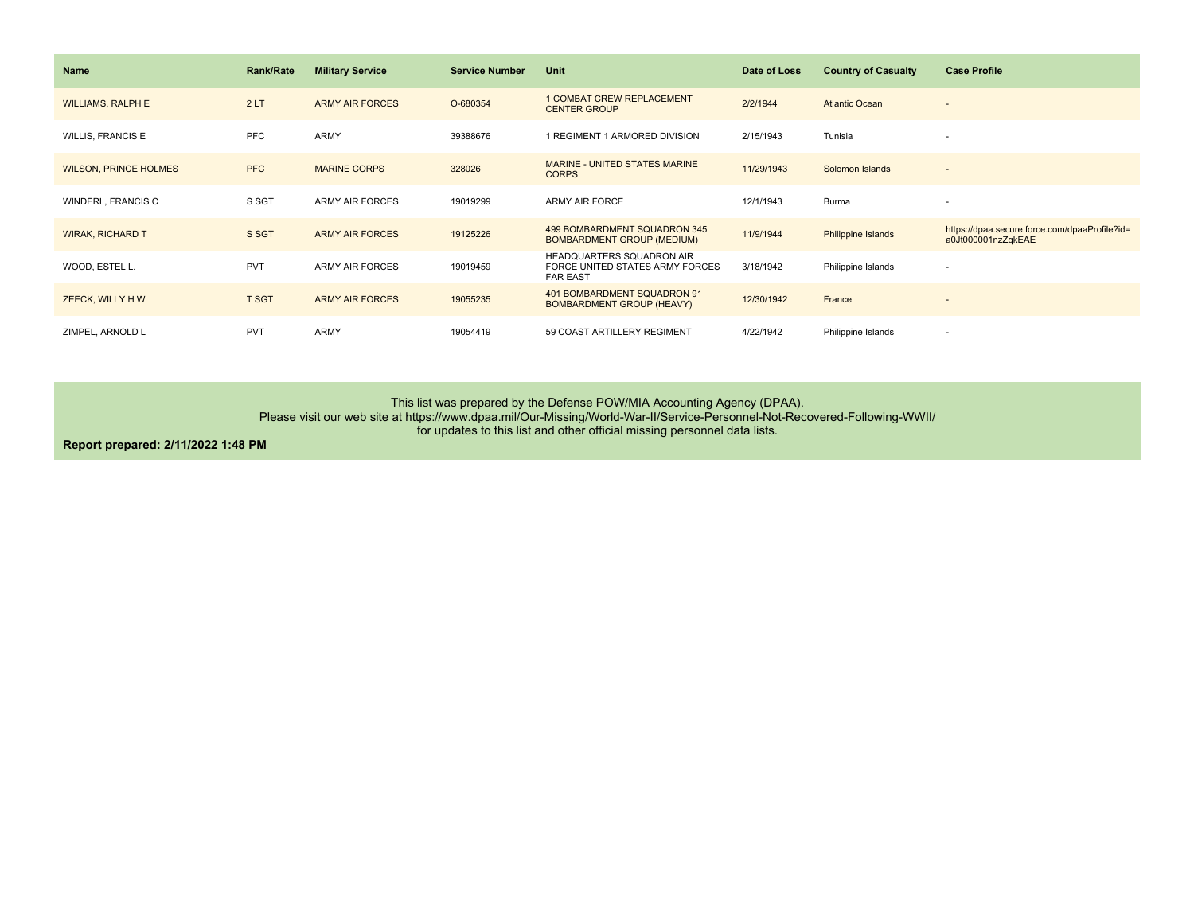| Name | Rank/Rate | Military Service | Service Number | Unit | Date of Loss | Country of Casualty | Case Profile |
|---|---|---|---|---|---|---|---|
| WILLIAMS, RALPH E | 2 LT | ARMY AIR FORCES | O-680354 | 1 COMBAT CREW REPLACEMENT CENTER GROUP | 2/2/1944 | Atlantic Ocean | - |
| WILLIS, FRANCIS E | PFC | ARMY | 39388676 | 1 REGIMENT 1 ARMORED DIVISION | 2/15/1943 | Tunisia | - |
| WILSON, PRINCE HOLMES | PFC | MARINE CORPS | 328026 | MARINE - UNITED STATES MARINE CORPS | 11/29/1943 | Solomon Islands | - |
| WINDERL, FRANCIS C | S SGT | ARMY AIR FORCES | 19019299 | ARMY AIR FORCE | 12/1/1943 | Burma | - |
| WIRAK, RICHARD T | S SGT | ARMY AIR FORCES | 19125226 | 499 BOMBARDMENT SQUADRON 345 BOMBARDMENT GROUP (MEDIUM) | 11/9/1944 | Philippine Islands | https://dpaa.secure.force.com/dpaaProfile?id=a0Jt000001nzZqkEAE |
| WOOD, ESTEL L. | PVT | ARMY AIR FORCES | 19019459 | HEADQUARTERS SQUADRON AIR FORCE UNITED STATES ARMY FORCES FAR EAST | 3/18/1942 | Philippine Islands | - |
| ZEECK, WILLY H W | T SGT | ARMY AIR FORCES | 19055235 | 401 BOMBARDMENT SQUADRON 91 BOMBARDMENT GROUP (HEAVY) | 12/30/1942 | France | - |
| ZIMPEL, ARNOLD L | PVT | ARMY | 19054419 | 59 COAST ARTILLERY REGIMENT | 4/22/1942 | Philippine Islands | - |

This list was prepared by the Defense POW/MIA Accounting Agency (DPAA).
Please visit our web site at https://www.dpaa.mil/Our-Missing/World-War-II/Service-Personnel-Not-Recovered-Following-WWII/ for updates to this list and other official missing personnel data lists.

**Report prepared: 2/11/2022 1:48 PM**